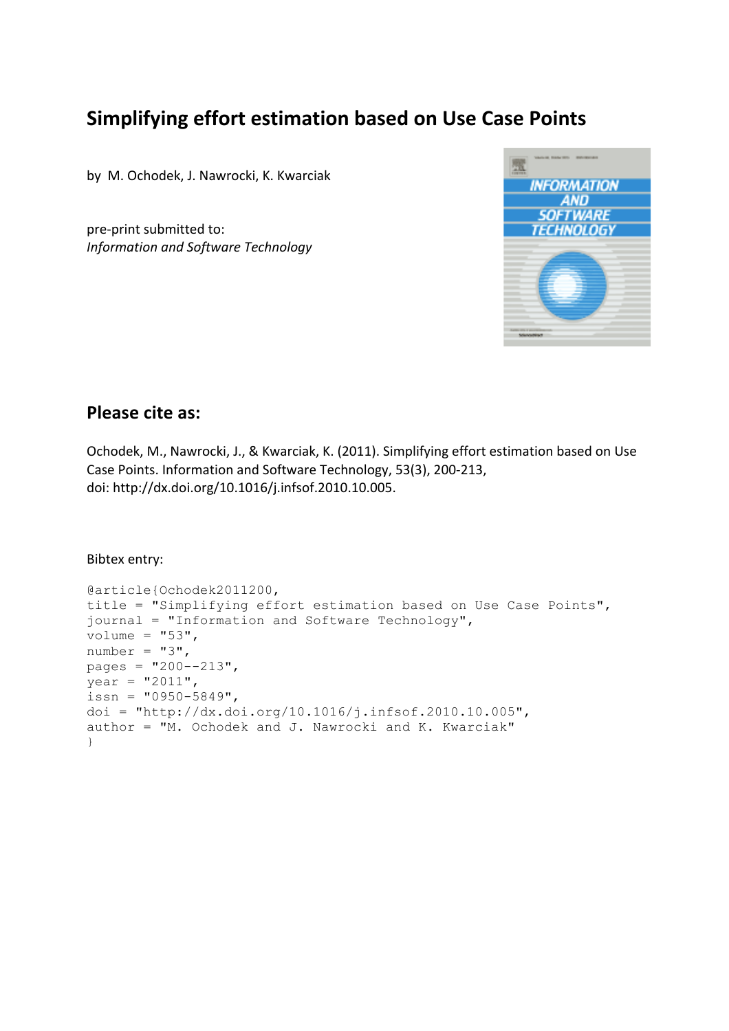# Simplifying effort estimation based on Use Case Points

by M. Ochodek, J. Nawrocki, K. Kwarciak

pre-print submitted to:
*Information and Software Technology*

## Please cite as:

Ochodek, M., Nawrocki, J., & Kwarciak, K. (2011). Simplifying effort estimation based on Use Case Points. Information and Software Technology, 53(3), 200-213,
doi: http://dx.doi.org/10.1016/j.infsof.2010.10.005.

Bibtex entry:

```
@article{Ochodek2011200,
title = "Simplifying effort estimation based on Use Case Points",
journal = "Information and Software Technology",
volume = "53",
number = "3",
pages = "200--213",
year = "2011",
issn = "0950-5849",
doi = "http://dx.doi.org/10.1016/j.infsof.2010.10.005",
author = "M. Ochodek and J. Nawrocki and K. Kwarciak"
}
```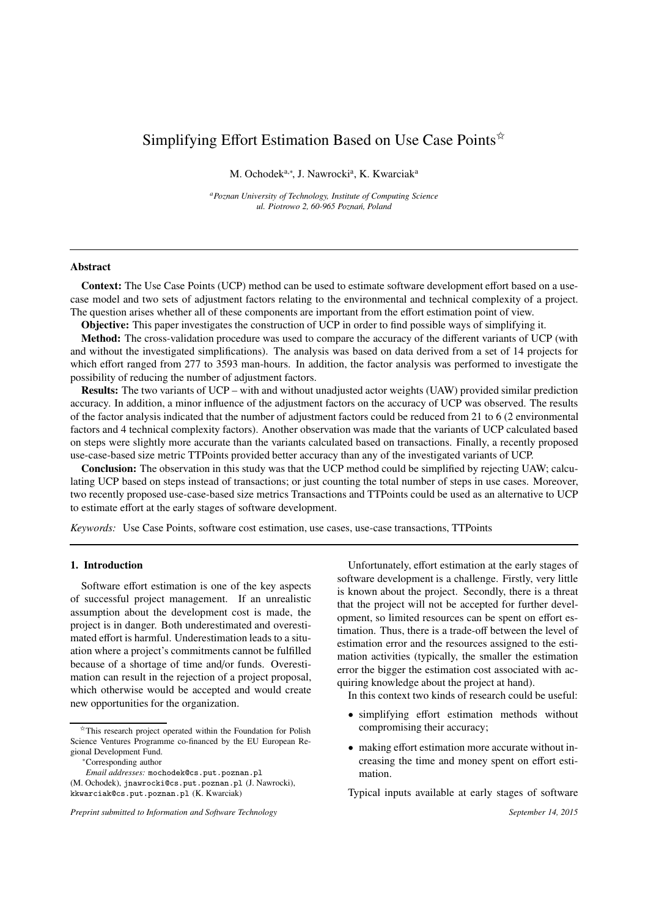# Simplifying Effort Estimation Based on Use Case Points[☆]

M. Ochodek[a,*], J. Nawrocki[a], K. Kwarciak[a]

[a]*Poznan University of Technology, Institute of Computing Science*
*ul. Piotrowo 2, 60-965 Poznań, Poland*

---

## Abstract

**Context:** The Use Case Points (UCP) method can be used to estimate software development effort based on a use-case model and two sets of adjustment factors relating to the environmental and technical complexity of a project. The question arises whether all of these components are important from the effort estimation point of view.

**Objective:** This paper investigates the construction of UCP in order to find possible ways of simplifying it.

**Method:** The cross-validation procedure was used to compare the accuracy of the different variants of UCP (with and without the investigated simplifications). The analysis was based on data derived from a set of 14 projects for which effort ranged from 277 to 3593 man-hours. In addition, the factor analysis was performed to investigate the possibility of reducing the number of adjustment factors.

**Results:** The two variants of UCP – with and without unadjusted actor weights (UAW) provided similar prediction accuracy. In addition, a minor influence of the adjustment factors on the accuracy of UCP was observed. The results of the factor analysis indicated that the number of adjustment factors could be reduced from 21 to 6 (2 environmental factors and 4 technical complexity factors). Another observation was made that the variants of UCP calculated based on steps were slightly more accurate than the variants calculated based on transactions. Finally, a recently proposed use-case-based size metric TTPoints provided better accuracy than any of the investigated variants of UCP.

**Conclusion:** The observation in this study was that the UCP method could be simplified by rejecting UAW; calculating UCP based on steps instead of transactions; or just counting the total number of steps in use cases. Moreover, two recently proposed use-case-based size metrics Transactions and TTPoints could be used as an alternative to UCP to estimate effort at the early stages of software development.

*Keywords:* Use Case Points, software cost estimation, use cases, use-case transactions, TTPoints

---

## 1. Introduction

Software effort estimation is one of the key aspects of successful project management. If an unrealistic assumption about the development cost is made, the project is in danger. Both underestimated and overestimated effort is harmful. Underestimation leads to a situation where a project's commitments cannot be fulfilled because of a shortage of time and/or funds. Overestimation can result in the rejection of a project proposal, which otherwise would be accepted and would create new opportunities for the organization.

Unfortunately, effort estimation at the early stages of software development is a challenge. Firstly, very little is known about the project. Secondly, there is a threat that the project will not be accepted for further development, so limited resources can be spent on effort estimation. Thus, there is a trade-off between the level of estimation error and the resources assigned to the estimation activities (typically, the smaller the estimation error the bigger the estimation cost associated with acquiring knowledge about the project at hand).

In this context two kinds of research could be useful:

- simplifying effort estimation methods without compromising their accuracy;
- making effort estimation more accurate without increasing the time and money spent on effort estimation.

Typical inputs available at early stages of software

---

[☆]This research project operated within the Foundation for Polish Science Ventures Programme co-financed by the EU European Regional Development Fund.

[*]Corresponding author

*Email addresses:* mochodek@cs.put.poznan.pl (M. Ochodek), jnawrocki@cs.put.poznan.pl (J. Nawrocki), kkwarciak@cs.put.poznan.pl (K. Kwarciak)

*Preprint submitted to Information and Software Technology* *September 14, 2015*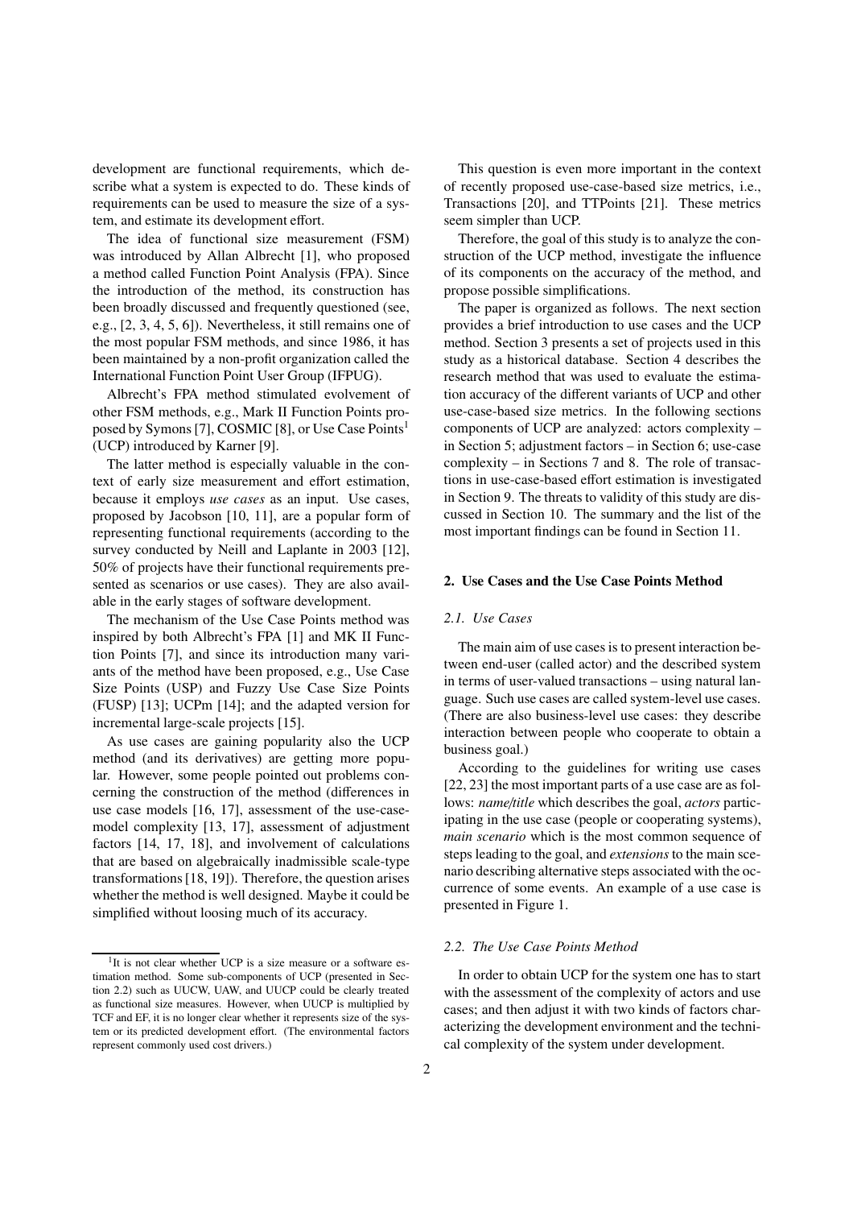development are functional requirements, which describe what a system is expected to do. These kinds of requirements can be used to measure the size of a system, and estimate its development effort.

The idea of functional size measurement (FSM) was introduced by Allan Albrecht [1], who proposed a method called Function Point Analysis (FPA). Since the introduction of the method, its construction has been broadly discussed and frequently questioned (see, e.g., [2, 3, 4, 5, 6]). Nevertheless, it still remains one of the most popular FSM methods, and since 1986, it has been maintained by a non-profit organization called the International Function Point User Group (IFPUG).

Albrecht's FPA method stimulated evolvement of other FSM methods, e.g., Mark II Function Points proposed by Symons [7], COSMIC [8], or Use Case Points[1] (UCP) introduced by Karner [9].

The latter method is especially valuable in the context of early size measurement and effort estimation, because it employs *use cases* as an input. Use cases, proposed by Jacobson [10, 11], are a popular form of representing functional requirements (according to the survey conducted by Neill and Laplante in 2003 [12], 50% of projects have their functional requirements presented as scenarios or use cases). They are also available in the early stages of software development.

The mechanism of the Use Case Points method was inspired by both Albrecht's FPA [1] and MK II Function Points [7], and since its introduction many variants of the method have been proposed, e.g., Use Case Size Points (USP) and Fuzzy Use Case Size Points (FUSP) [13]; UCPm [14]; and the adapted version for incremental large-scale projects [15].

As use cases are gaining popularity also the UCP method (and its derivatives) are getting more popular. However, some people pointed out problems concerning the construction of the method (differences in use case models [16, 17], assessment of the use-case-model complexity [13, 17], assessment of adjustment factors [14, 17, 18], and involvement of calculations that are based on algebraically inadmissible scale-type transformations [18, 19]). Therefore, the question arises whether the method is well designed. Maybe it could be simplified without loosing much of its accuracy.

This question is even more important in the context of recently proposed use-case-based size metrics, i.e., Transactions [20], and TTPoints [21]. These metrics seem simpler than UCP.

Therefore, the goal of this study is to analyze the construction of the UCP method, investigate the influence of its components on the accuracy of the method, and propose possible simplifications.

The paper is organized as follows. The next section provides a brief introduction to use cases and the UCP method. Section 3 presents a set of projects used in this study as a historical database. Section 4 describes the research method that was used to evaluate the estimation accuracy of the different variants of UCP and other use-case-based size metrics. In the following sections components of UCP are analyzed: actors complexity – in Section 5; adjustment factors – in Section 6; use-case complexity – in Sections 7 and 8. The role of transactions in use-case-based effort estimation is investigated in Section 9. The threats to validity of this study are discussed in Section 10. The summary and the list of the most important findings can be found in Section 11.

## 2. Use Cases and the Use Case Points Method

### 2.1. Use Cases

The main aim of use cases is to present interaction between end-user (called actor) and the described system in terms of user-valued transactions – using natural language. Such use cases are called system-level use cases. (There are also business-level use cases: they describe interaction between people who cooperate to obtain a business goal.)

According to the guidelines for writing use cases [22, 23] the most important parts of a use case are as follows: *name/title* which describes the goal, *actors* participating in the use case (people or cooperating systems), *main scenario* which is the most common sequence of steps leading to the goal, and *extensions* to the main scenario describing alternative steps associated with the occurrence of some events. An example of a use case is presented in Figure 1.

### 2.2. The Use Case Points Method

In order to obtain UCP for the system one has to start with the assessment of the complexity of actors and use cases; and then adjust it with two kinds of factors characterizing the development environment and the technical complexity of the system under development.

[1] It is not clear whether UCP is a size measure or a software estimation method. Some sub-components of UCP (presented in Section 2.2) such as UUCW, UAW, and UUCP could be clearly treated as functional size measures. However, when UUCP is multiplied by TCF and EF, it is no longer clear whether it represents size of the system or its predicted development effort. (The environmental factors represent commonly used cost drivers.)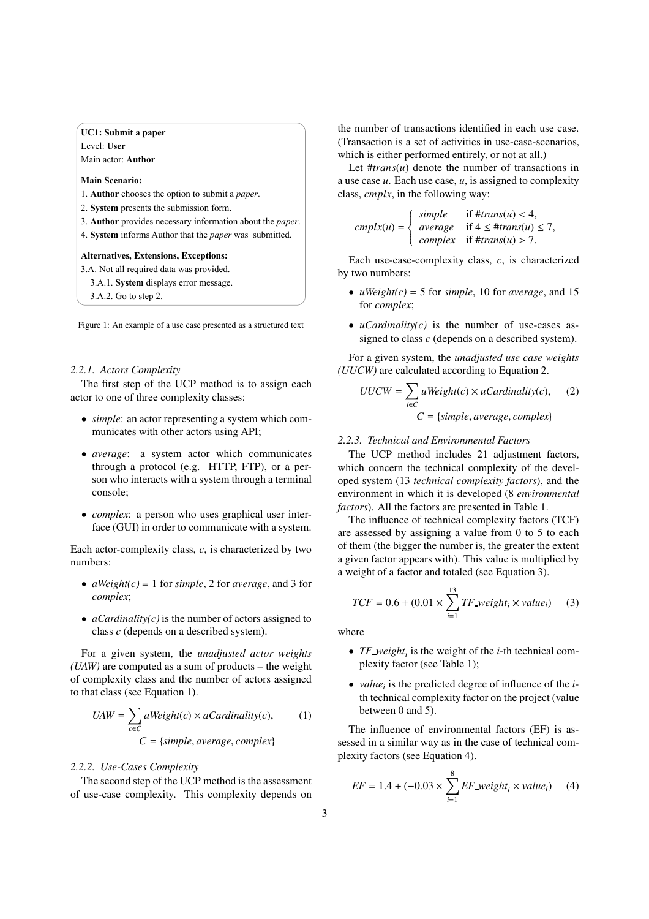**UC1: Submit a paper**
Level: **User**
Main actor: **Author**

**Main Scenario:**

1. **Author** chooses the option to submit a *paper*.
2. **System** presents the submission form.
3. **Author** provides necessary information about the *paper*.
4. **System** informs Author that the *paper* was submitted.

**Alternatives, Extensions, Exceptions:**

3.A. Not all required data was provided.
  3.A.1. **System** displays error message.
  3.A.2. Go to step 2.

Figure 1: An example of a use case presented as a structured text

#### 2.2.1. Actors Complexity

The first step of the UCP method is to assign each actor to one of three complexity classes:

- *simple*: an actor representing a system which communicates with other actors using API;
- *average*: a system actor which communicates through a protocol (e.g. HTTP, FTP), or a person who interacts with a system through a terminal console;
- *complex*: a person who uses graphical user interface (GUI) in order to communicate with a system.

Each actor-complexity class, $c$, is characterized by two numbers:

- *aWeight(c)* = 1 for *simple*, 2 for *average*, and 3 for *complex*;
- *aCardinality(c)* is the number of actors assigned to class $c$ (depends on a described system).

For a given system, the *unadjusted actor weights (UAW)* are computed as a sum of products – the weight of complexity class and the number of actors assigned to that class (see Equation 1).

$$UAW = \sum_{c \in C} aWeight(c) \times aCardinality(c), \qquad (1)$$
$$C = \{simple, average, complex\}$$

#### 2.2.2. Use-Cases Complexity

The second step of the UCP method is the assessment of use-case complexity. This complexity depends on the number of transactions identified in each use case. (Transaction is a set of activities in use-case-scenarios, which is either performed entirely, or not at all.)

Let $\#trans(u)$ denote the number of transactions in a use case $u$. Each use case, $u$, is assigned to complexity class, *cmplx*, in the following way:

$$cmplx(u) = \begin{cases} simple & \text{if } \#trans(u) < 4, \\ average & \text{if } 4 \leq \#trans(u) \leq 7, \\ complex & \text{if } \#trans(u) > 7. \end{cases}$$

Each use-case-complexity class, $c$, is characterized by two numbers:

- *uWeight(c)* = 5 for *simple*, 10 for *average*, and 15 for *complex*;
- *uCardinality(c)* is the number of use-cases assigned to class $c$ (depends on a described system).

For a given system, the *unadjusted use case weights (UUCW)* are calculated according to Equation 2.

$$UUCW = \sum_{i \in C} uWeight(c) \times uCardinality(c), \qquad (2)$$
$$C = \{simple, average, complex\}$$

#### 2.2.3. Technical and Environmental Factors

The UCP method includes 21 adjustment factors, which concern the technical complexity of the developed system (13 *technical complexity factors*), and the environment in which it is developed (8 *environmental factors*). All the factors are presented in Table 1.

The influence of technical complexity factors (TCF) are assessed by assigning a value from 0 to 5 to each of them (the bigger the number is, the greater the extent a given factor appears with). This value is multiplied by a weight of a factor and totaled (see Equation 3).

$$TCF = 0.6 + (0.01 \times \sum_{i=1}^{13} TF\_weight_i \times value_i) \qquad (3)$$

where

- $TF\_weight_i$ is the weight of the $i$-th technical complexity factor (see Table 1);
- $value_i$ is the predicted degree of influence of the $i$-th technical complexity factor on the project (value between 0 and 5).

The influence of environmental factors (EF) is assessed in a similar way as in the case of technical complexity factors (see Equation 4).

$$EF = 1.4 + (-0.03 \times \sum_{i=1}^{8} EF\_weight_i \times value_i) \qquad (4)$$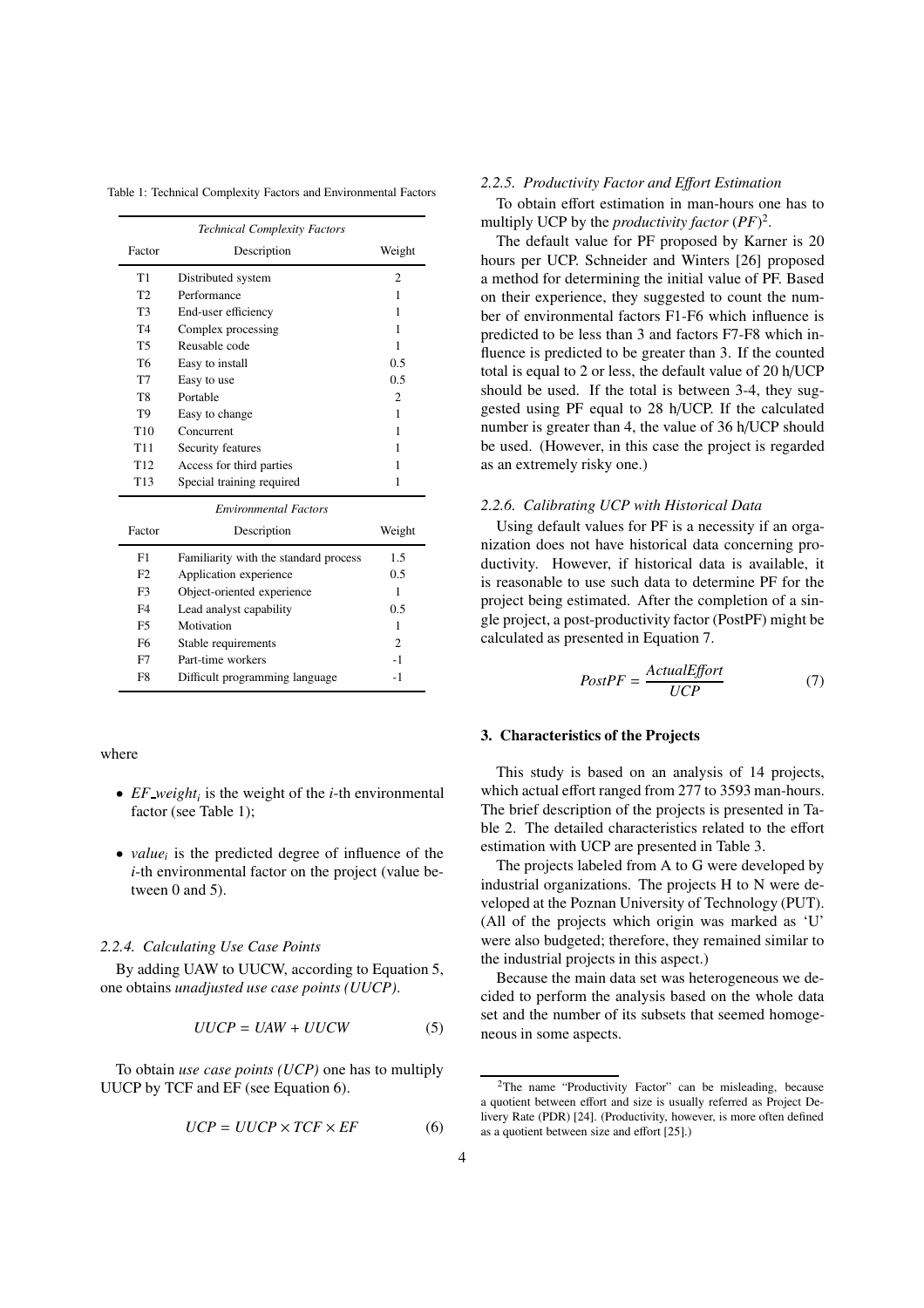Table 1: Technical Complexity Factors and Environmental Factors

| *Technical Complexity Factors* | | |
|---|---|---|
| Factor | Description | Weight |
| T1 | Distributed system | 2 |
| T2 | Performance | 1 |
| T3 | End-user efficiency | 1 |
| T4 | Complex processing | 1 |
| T5 | Reusable code | 1 |
| T6 | Easy to install | 0.5 |
| T7 | Easy to use | 0.5 |
| T8 | Portable | 2 |
| T9 | Easy to change | 1 |
| T10 | Concurrent | 1 |
| T11 | Security features | 1 |
| T12 | Access for third parties | 1 |
| T13 | Special training required | 1 |
| *Environmental Factors* | | |
| Factor | Description | Weight |
| F1 | Familiarity with the standard process | 1.5 |
| F2 | Application experience | 0.5 |
| F3 | Object-oriented experience | 1 |
| F4 | Lead analyst capability | 0.5 |
| F5 | Motivation | 1 |
| F6 | Stable requirements | 2 |
| F7 | Part-time workers | -1 |
| F8 | Difficult programming language | -1 |

where

- $EF\_weight_i$ is the weight of the $i$-th environmental factor (see Table 1);
- $value_i$ is the predicted degree of influence of the $i$-th environmental factor on the project (value between 0 and 5).

### 2.2.4. Calculating Use Case Points

By adding UAW to UUCW, according to Equation 5, one obtains *unadjusted use case points (UUCP)*.

$$UUCP = UAW + UUCW \tag{5}$$

To obtain *use case points (UCP)* one has to multiply UUCP by TCF and EF (see Equation 6).

$$UCP = UUCP \times TCF \times EF \tag{6}$$

### 2.2.5. Productivity Factor and Effort Estimation

To obtain effort estimation in man-hours one has to multiply UCP by the *productivity factor* (*PF*)[2].

The default value for PF proposed by Karner is 20 hours per UCP. Schneider and Winters [26] proposed a method for determining the initial value of PF. Based on their experience, they suggested to count the number of environmental factors F1-F6 which influence is predicted to be less than 3 and factors F7-F8 which influence is predicted to be greater than 3. If the counted total is equal to 2 or less, the default value of 20 h/UCP should be used. If the total is between 3-4, they suggested using PF equal to 28 h/UCP. If the calculated number is greater than 4, the value of 36 h/UCP should be used. (However, in this case the project is regarded as an extremely risky one.)

### 2.2.6. Calibrating UCP with Historical Data

Using default values for PF is a necessity if an organization does not have historical data concerning productivity. However, if historical data is available, it is reasonable to use such data to determine PF for the project being estimated. After the completion of a single project, a post-productivity factor (PostPF) might be calculated as presented in Equation 7.

$$PostPF = \frac{ActualEffort}{UCP} \tag{7}$$

## 3. Characteristics of the Projects

This study is based on an analysis of 14 projects, which actual effort ranged from 277 to 3593 man-hours. The brief description of the projects is presented in Table 2. The detailed characteristics related to the effort estimation with UCP are presented in Table 3.

The projects labeled from A to G were developed by industrial organizations. The projects H to N were developed at the Poznan University of Technology (PUT). (All of the projects which origin was marked as 'U' were also budgeted; therefore, they remained similar to the industrial projects in this aspect.)

Because the main data set was heterogeneous we decided to perform the analysis based on the whole data set and the number of its subsets that seemed homogeneous in some aspects.

[2] The name "Productivity Factor" can be misleading, because a quotient between effort and size is usually referred as Project Delivery Rate (PDR) [24]. (Productivity, however, is more often defined as a quotient between size and effort [25].)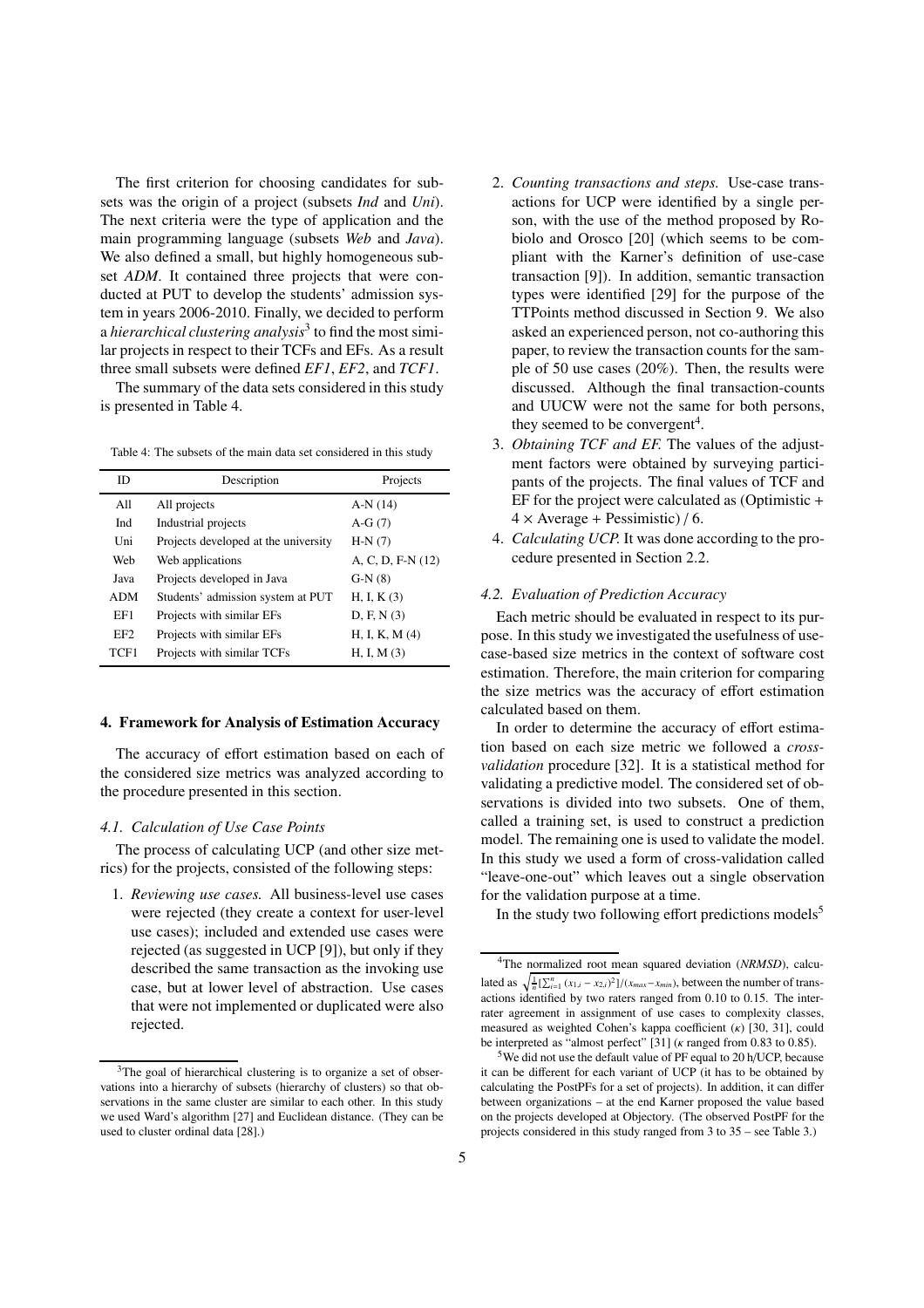The first criterion for choosing candidates for subsets was the origin of a project (subsets *Ind* and *Uni*). The next criteria were the type of application and the main programming language (subsets *Web* and *Java*). We also defined a small, but highly homogeneous subset *ADM*. It contained three projects that were conducted at PUT to develop the students' admission system in years 2006-2010. Finally, we decided to perform a *hierarchical clustering analysis*[3] to find the most similar projects in respect to their TCFs and EFs. As a result three small subsets were defined *EF1*, *EF2*, and *TCF1*.

The summary of the data sets considered in this study is presented in Table 4.

Table 4: The subsets of the main data set considered in this study

| ID | Description | Projects |
|---|---|---|
| All | All projects | A-N (14) |
| Ind | Industrial projects | A-G (7) |
| Uni | Projects developed at the university | H-N (7) |
| Web | Web applications | A, C, D, F-N (12) |
| Java | Projects developed in Java | G-N (8) |
| ADM | Students' admission system at PUT | H, I, K (3) |
| EF1 | Projects with similar EFs | D, F, N (3) |
| EF2 | Projects with similar EFs | H, I, K, M (4) |
| TCF1 | Projects with similar TCFs | H, I, M (3) |

## 4. Framework for Analysis of Estimation Accuracy

The accuracy of effort estimation based on each of the considered size metrics was analyzed according to the procedure presented in this section.

### 4.1. Calculation of Use Case Points

The process of calculating UCP (and other size metrics) for the projects, consisted of the following steps:

1. *Reviewing use cases.* All business-level use cases were rejected (they create a context for user-level use cases); included and extended use cases were rejected (as suggested in UCP [9]), but only if they described the same transaction as the invoking use case, but at lower level of abstraction. Use cases that were not implemented or duplicated were also rejected.
2. *Counting transactions and steps.* Use-case transactions for UCP were identified by a single person, with the use of the method proposed by Robiolo and Orosco [20] (which seems to be compliant with the Karner's definition of use-case transaction [9]). In addition, semantic transaction types were identified [29] for the purpose of the TTPoints method discussed in Section 9. We also asked an experienced person, not co-authoring this paper, to review the transaction counts for the sample of 50 use cases (20%). Then, the results were discussed. Although the final transaction-counts and UUCW were not the same for both persons, they seemed to be convergent[4].
3. *Obtaining TCF and EF.* The values of the adjustment factors were obtained by surveying participants of the projects. The final values of TCF and EF for the project were calculated as (Optimistic + $4 \times$ Average + Pessimistic) / 6.
4. *Calculating UCP.* It was done according to the procedure presented in Section 2.2.

### 4.2. Evaluation of Prediction Accuracy

Each metric should be evaluated in respect to its purpose. In this study we investigated the usefulness of use-case-based size metrics in the context of software cost estimation. Therefore, the main criterion for comparing the size metrics was the accuracy of effort estimation calculated based on them.

In order to determine the accuracy of effort estimation based on each size metric we followed a *cross-validation* procedure [32]. It is a statistical method for validating a predictive model. The considered set of observations is divided into two subsets. One of them, called a training set, is used to construct a prediction model. The remaining one is used to validate the model. In this study we used a form of cross-validation called "leave-one-out" which leaves out a single observation for the validation purpose at a time.

In the study two following effort predictions models[5]

---

[3] The goal of hierarchical clustering is to organize a set of observations into a hierarchy of subsets (hierarchy of clusters) so that observations in the same cluster are similar to each other. In this study we used Ward's algorithm [27] and Euclidean distance. (They can be used to cluster ordinal data [28].)

[4] The normalized root mean squared deviation (*NRMSD*), calculated as $\sqrt{\frac{1}{n}[\sum_{i=1}^{n}(x_{1,i}-x_{2,i})^2]}/(x_{max}-x_{min})$, between the number of transactions identified by two raters ranged from 0.10 to 0.15. The inter-rater agreement in assignment of use cases to complexity classes, measured as weighted Cohen's kappa coefficient ($\kappa$) [30, 31], could be interpreted as "almost perfect" [31] ($\kappa$ ranged from 0.83 to 0.85).

[5] We did not use the default value of PF equal to 20 h/UCP, because it can be different for each variant of UCP (it has to be obtained by calculating the PostPFs for a set of projects). In addition, it can differ between organizations – at the end Karner proposed the value based on the projects developed at Objectory. (The observed PostPF for the projects considered in this study ranged from 3 to 35 – see Table 3.)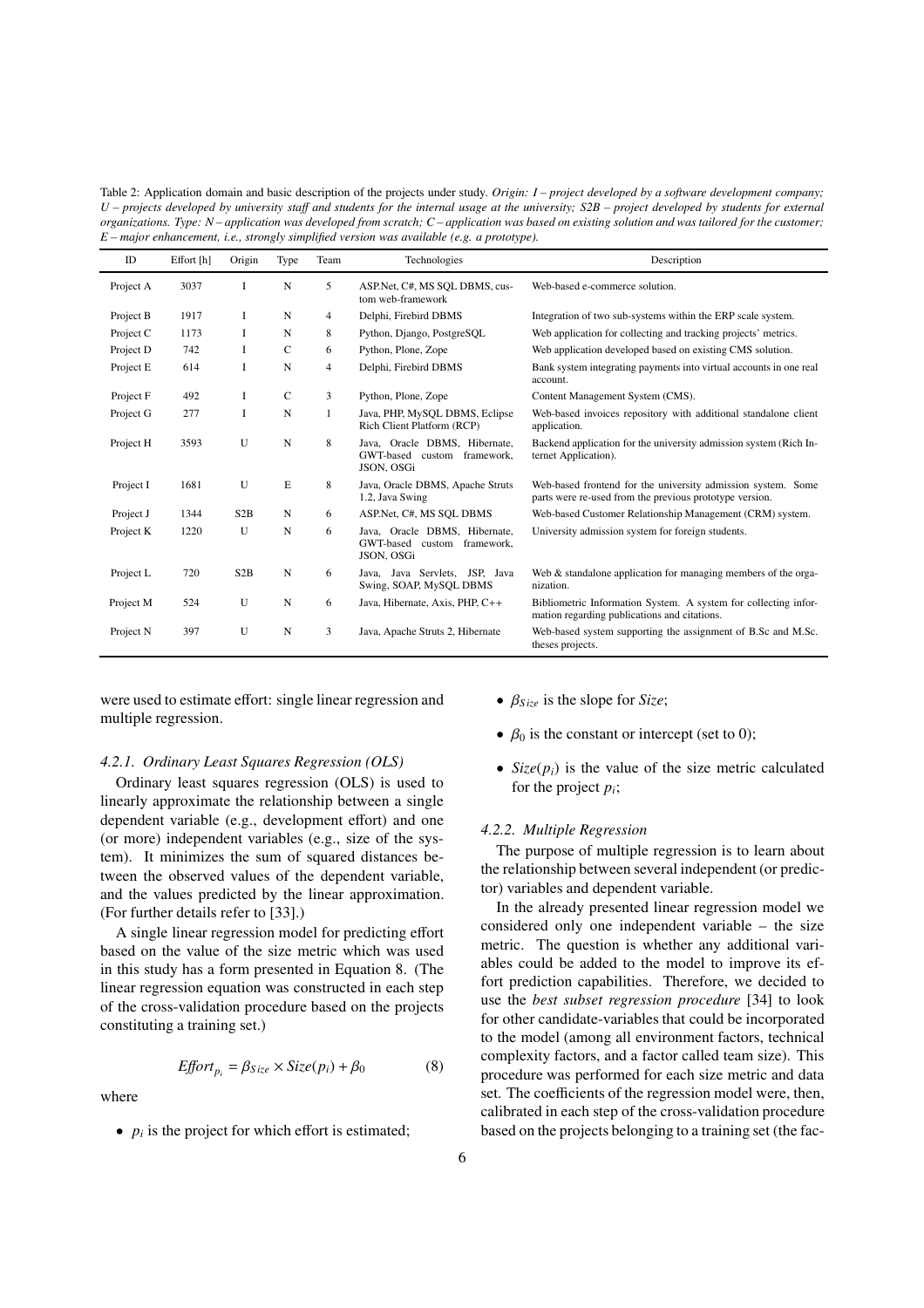Table 2: Application domain and basic description of the projects under study. *Origin: I – project developed by a software development company; U – projects developed by university staff and students for the internal usage at the university; S2B – project developed by students for external organizations. Type: N – application was developed from scratch; C – application was based on existing solution and was tailored for the customer; E – major enhancement, i.e., strongly simplified version was available (e.g. a prototype).*

| ID | Effort [h] | Origin | Type | Team | Technologies | Description |
|---|---|---|---|---|---|---|
| Project A | 3037 | I | N | 5 | ASP.Net, C#, MS SQL DBMS, custom web-framework | Web-based e-commerce solution. |
| Project B | 1917 | I | N | 4 | Delphi, Firebird DBMS | Integration of two sub-systems within the ERP scale system. |
| Project C | 1173 | I | N | 8 | Python, Django, PostgreSQL | Web application for collecting and tracking projects' metrics. |
| Project D | 742 | I | C | 6 | Python, Plone, Zope | Web application developed based on existing CMS solution. |
| Project E | 614 | I | N | 4 | Delphi, Firebird DBMS | Bank system integrating payments into virtual accounts in one real account. |
| Project F | 492 | I | C | 3 | Python, Plone, Zope | Content Management System (CMS). |
| Project G | 277 | I | N | 1 | Java, PHP, MySQL DBMS, Eclipse Rich Client Platform (RCP) | Web-based invoices repository with additional standalone client application. |
| Project H | 3593 | U | N | 8 | Java, Oracle DBMS, Hibernate, GWT-based custom framework, JSON, OSGi | Backend application for the university admission system (Rich Internet Application). |
| Project I | 1681 | U | E | 8 | Java, Oracle DBMS, Apache Struts 1.2, Java Swing | Web-based frontend for the university admission system. Some parts were re-used from the previous prototype version. |
| Project J | 1344 | S2B | N | 6 | ASP.Net, C#, MS SQL DBMS | Web-based Customer Relationship Management (CRM) system. |
| Project K | 1220 | U | N | 6 | Java, Oracle DBMS, Hibernate, GWT-based custom framework, JSON, OSGi | University admission system for foreign students. |
| Project L | 720 | S2B | N | 6 | Java, Java Servlets, JSP, Java Swing, SOAP, MySQL DBMS | Web & standalone application for managing members of the organization. |
| Project M | 524 | U | N | 6 | Java, Hibernate, Axis, PHP, C++ | Bibliometric Information System. A system for collecting information regarding publications and citations. |
| Project N | 397 | U | N | 3 | Java, Apache Struts 2, Hibernate | Web-based system supporting the assignment of B.Sc and M.Sc. theses projects. |

were used to estimate effort: single linear regression and multiple regression.

#### 4.2.1. Ordinary Least Squares Regression (OLS)

Ordinary least squares regression (OLS) is used to linearly approximate the relationship between a single dependent variable (e.g., development effort) and one (or more) independent variables (e.g., size of the system). It minimizes the sum of squared distances between the observed values of the dependent variable, and the values predicted by the linear approximation. (For further details refer to [33].)

A single linear regression model for predicting effort based on the value of the size metric which was used in this study has a form presented in Equation 8. (The linear regression equation was constructed in each step of the cross-validation procedure based on the projects constituting a training set.)

$$Effort_{p_i} = \beta_{Size} \times Size(p_i) + \beta_0 \tag{8}$$

where

- $p_i$ is the project for which effort is estimated;
- $\beta_{Size}$ is the slope for *Size*;
- $\beta_0$ is the constant or intercept (set to 0);
- $Size(p_i)$ is the value of the size metric calculated for the project $p_i$;

#### 4.2.2. Multiple Regression

The purpose of multiple regression is to learn about the relationship between several independent (or predictor) variables and dependent variable.

In the already presented linear regression model we considered only one independent variable – the size metric. The question is whether any additional variables could be added to the model to improve its effort prediction capabilities. Therefore, we decided to use the *best subset regression procedure* [34] to look for other candidate-variables that could be incorporated to the model (among all environment factors, technical complexity factors, and a factor called team size). This procedure was performed for each size metric and data set. The coefficients of the regression model were, then, calibrated in each step of the cross-validation procedure based on the projects belonging to a training set (the fac-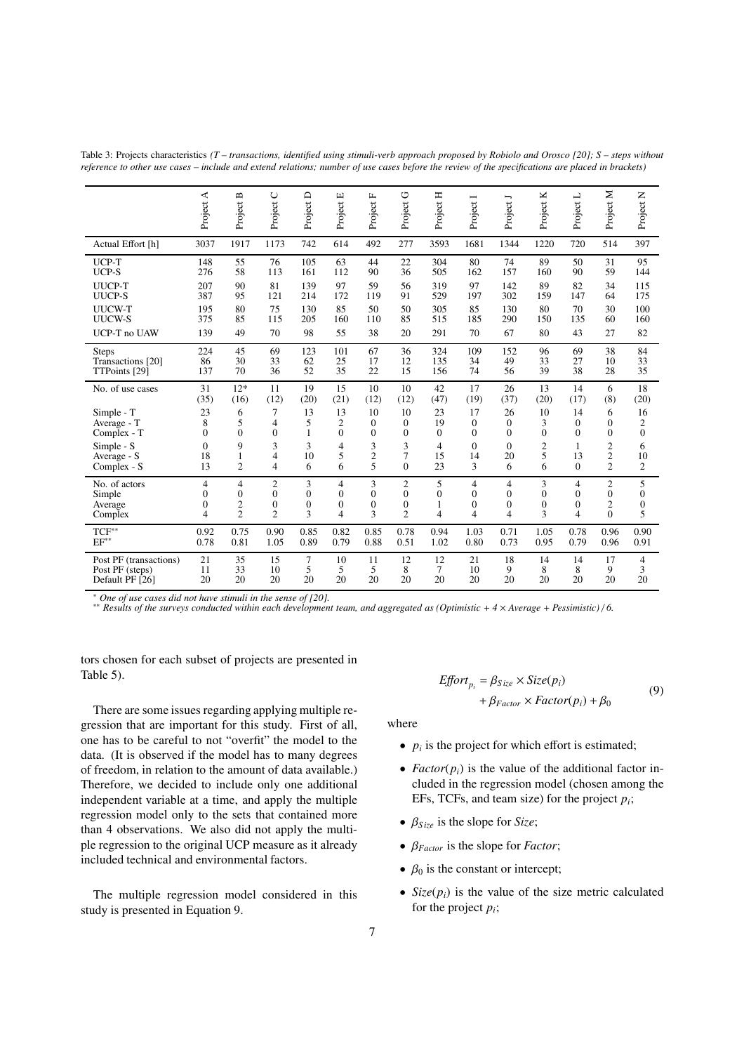Table 3: Projects characteristics *(T – transactions, identified using stimuli-verb approach proposed by Robiolo and Orosco [20]; S – steps without reference to other use cases – include and extend relations; number of use cases before the review of the specifications are placed in brackets)*

| | Project A | Project B | Project C | Project D | Project E | Project F | Project G | Project H | Project I | Project J | Project K | Project L | Project M | Project N |
|---|---|---|---|---|---|---|---|---|---|---|---|---|---|---|
| Actual Effort [h] | 3037 | 1917 | 1173 | 742 | 614 | 492 | 277 | 3593 | 1681 | 1344 | 1220 | 720 | 514 | 397 |
| UCP-T | 148 | 55 | 76 | 105 | 63 | 44 | 22 | 304 | 80 | 74 | 89 | 50 | 31 | 95 |
| UCP-S | 276 | 58 | 113 | 161 | 112 | 90 | 36 | 505 | 162 | 157 | 160 | 90 | 59 | 144 |
| UUCP-T | 207 | 90 | 81 | 139 | 97 | 59 | 56 | 319 | 97 | 142 | 89 | 82 | 34 | 115 |
| UUCP-S | 387 | 95 | 121 | 214 | 172 | 119 | 91 | 529 | 197 | 302 | 159 | 147 | 64 | 175 |
| UUCW-T | 195 | 80 | 75 | 130 | 85 | 50 | 50 | 305 | 85 | 130 | 80 | 70 | 30 | 100 |
| UUCW-S | 375 | 85 | 115 | 205 | 160 | 110 | 85 | 515 | 185 | 290 | 150 | 135 | 60 | 160 |
| UCP-T no UAW | 139 | 49 | 70 | 98 | 55 | 38 | 20 | 291 | 70 | 67 | 80 | 43 | 27 | 82 |
| Steps | 224 | 45 | 69 | 123 | 101 | 67 | 36 | 324 | 109 | 152 | 96 | 69 | 38 | 84 |
| Transactions [20] | 86 | 30 | 33 | 62 | 25 | 17 | 12 | 135 | 34 | 49 | 33 | 27 | 10 | 33 |
| TTPoints [29] | 137 | 70 | 36 | 52 | 35 | 22 | 15 | 156 | 74 | 56 | 39 | 38 | 28 | 35 |
| No. of use cases | 31 (35) | 12* (16) | 11 (12) | 19 (20) | 15 (21) | 10 (12) | 10 (12) | 42 (47) | 17 (19) | 26 (37) | 13 (20) | 14 (17) | 6 (8) | 18 (20) |
| Simple - T | 23 | 6 | 7 | 13 | 13 | 10 | 10 | 23 | 17 | 26 | 10 | 14 | 6 | 16 |
| Average - T | 8 | 5 | 4 | 5 | 2 | 0 | 0 | 19 | 0 | 0 | 3 | 0 | 0 | 2 |
| Complex - T | 0 | 0 | 0 | 1 | 0 | 0 | 0 | 0 | 0 | 0 | 0 | 0 | 0 | 0 |
| Simple - S | 0 | 9 | 3 | 3 | 4 | 3 | 3 | 4 | 0 | 0 | 2 | 1 | 2 | 6 |
| Average - S | 18 | 1 | 4 | 10 | 5 | 2 | 7 | 15 | 14 | 20 | 5 | 13 | 2 | 10 |
| Complex - S | 13 | 2 | 4 | 6 | 6 | 5 | 0 | 23 | 3 | 6 | 6 | 0 | 2 | 2 |
| No. of actors | 4 | 4 | 2 | 3 | 4 | 3 | 2 | 5 | 4 | 4 | 3 | 4 | 2 | 5 |
| Simple | 0 | 0 | 0 | 0 | 0 | 0 | 0 | 0 | 0 | 0 | 0 | 0 | 0 | 0 |
| Average | 0 | 2 | 0 | 0 | 0 | 0 | 0 | 1 | 0 | 0 | 0 | 0 | 2 | 0 |
| Complex | 4 | 2 | 2 | 3 | 4 | 3 | 2 | 4 | 4 | 4 | 3 | 4 | 0 | 5 |
| TCF** | 0.92 | 0.75 | 0.90 | 0.85 | 0.82 | 0.85 | 0.78 | 0.94 | 1.03 | 0.71 | 1.05 | 0.78 | 0.96 | 0.90 |
| EF** | 0.78 | 0.81 | 1.05 | 0.89 | 0.79 | 0.88 | 0.51 | 1.02 | 0.80 | 0.73 | 0.95 | 0.79 | 0.96 | 0.91 |
| Post PF (transactions) | 21 | 35 | 15 | 7 | 10 | 11 | 12 | 12 | 21 | 18 | 14 | 14 | 17 | 4 |
| Post PF (steps) | 11 | 33 | 10 | 5 | 5 | 5 | 8 | 7 | 10 | 9 | 8 | 8 | 9 | 3 |
| Default PF [26] | 20 | 20 | 20 | 20 | 20 | 20 | 20 | 20 | 20 | 20 | 20 | 20 | 20 | 20 |

\* *One of use cases did not have stimuli in the sense of [20].*
\*\* *Results of the surveys conducted within each development team, and aggregated as (Optimistic + 4 × Average + Pessimistic) / 6.*

tors chosen for each subset of projects are presented in Table 5).

There are some issues regarding applying multiple regression that are important for this study. First of all, one has to be careful to not "overfit" the model to the data. (It is observed if the model has to many degrees of freedom, in relation to the amount of data available.) Therefore, we decided to include only one additional independent variable at a time, and apply the multiple regression model only to the sets that contained more than 4 observations. We also did not apply the multiple regression to the original UCP measure as it already included technical and environmental factors.

The multiple regression model considered in this study is presented in Equation 9.

$$Effort_{p_i} = \beta_{Size} \times Size(p_i) + \beta_{Factor} \times Factor(p_i) + \beta_0 \tag{9}$$

where

- $p_i$ is the project for which effort is estimated;
- $Factor(p_i)$ is the value of the additional factor included in the regression model (chosen among the EFs, TCFs, and team size) for the project $p_i$;
- $\beta_{Size}$ is the slope for $Size$;
- $\beta_{Factor}$ is the slope for $Factor$;
- $\beta_0$ is the constant or intercept;
- $Size(p_i)$ is the value of the size metric calculated for the project $p_i$;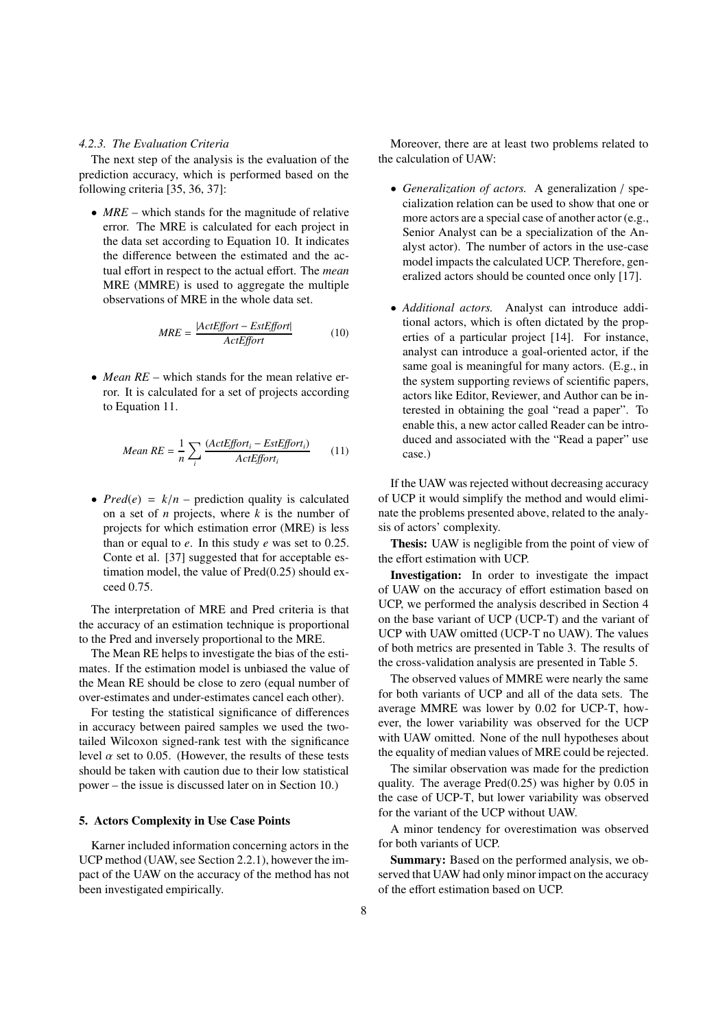#### 4.2.3. The Evaluation Criteria

The next step of the analysis is the evaluation of the prediction accuracy, which is performed based on the following criteria [35, 36, 37]:

- *MRE* – which stands for the magnitude of relative error. The MRE is calculated for each project in the data set according to Equation 10. It indicates the difference between the estimated and the actual effort in respect to the actual effort. The *mean* MRE (MMRE) is used to aggregate the multiple observations of MRE in the whole data set.

$$MRE = \frac{|ActEffort - EstEffort|}{ActEffort} \tag{10}$$

- *Mean RE* – which stands for the mean relative error. It is calculated for a set of projects according to Equation 11.

$$Mean\ RE = \frac{1}{n}\sum_{i}\frac{(ActEffort_i - EstEffort_i)}{ActEffort_i} \tag{11}$$

- $Pred(e) = k/n$ – prediction quality is calculated on a set of $n$ projects, where $k$ is the number of projects for which estimation error (MRE) is less than or equal to $e$. In this study $e$ was set to 0.25. Conte et al. [37] suggested that for acceptable estimation model, the value of Pred(0.25) should exceed 0.75.

The interpretation of MRE and Pred criteria is that the accuracy of an estimation technique is proportional to the Pred and inversely proportional to the MRE.

The Mean RE helps to investigate the bias of the estimates. If the estimation model is unbiased the value of the Mean RE should be close to zero (equal number of over-estimates and under-estimates cancel each other).

For testing the statistical significance of differences in accuracy between paired samples we used the two-tailed Wilcoxon signed-rank test with the significance level $\alpha$ set to 0.05. (However, the results of these tests should be taken with caution due to their low statistical power – the issue is discussed later on in Section 10.)

## 5. Actors Complexity in Use Case Points

Karner included information concerning actors in the UCP method (UAW, see Section 2.2.1), however the impact of the UAW on the accuracy of the method has not been investigated empirically.

Moreover, there are at least two problems related to the calculation of UAW:

- *Generalization of actors.* A generalization / specialization relation can be used to show that one or more actors are a special case of another actor (e.g., Senior Analyst can be a specialization of the Analyst actor). The number of actors in the use-case model impacts the calculated UCP. Therefore, generalized actors should be counted once only [17].
- *Additional actors.* Analyst can introduce additional actors, which is often dictated by the properties of a particular project [14]. For instance, analyst can introduce a goal-oriented actor, if the same goal is meaningful for many actors. (E.g., in the system supporting reviews of scientific papers, actors like Editor, Reviewer, and Author can be interested in obtaining the goal "read a paper". To enable this, a new actor called Reader can be introduced and associated with the "Read a paper" use case.)

If the UAW was rejected without decreasing accuracy of UCP it would simplify the method and would eliminate the problems presented above, related to the analysis of actors' complexity.

**Thesis:** UAW is negligible from the point of view of the effort estimation with UCP.

**Investigation:** In order to investigate the impact of UAW on the accuracy of effort estimation based on UCP, we performed the analysis described in Section 4 on the base variant of UCP (UCP-T) and the variant of UCP with UAW omitted (UCP-T no UAW). The values of both metrics are presented in Table 3. The results of the cross-validation analysis are presented in Table 5.

The observed values of MMRE were nearly the same for both variants of UCP and all of the data sets. The average MMRE was lower by 0.02 for UCP-T, however, the lower variability was observed for the UCP with UAW omitted. None of the null hypotheses about the equality of median values of MRE could be rejected.

The similar observation was made for the prediction quality. The average Pred(0.25) was higher by 0.05 in the case of UCP-T, but lower variability was observed for the variant of the UCP without UAW.

A minor tendency for overestimation was observed for both variants of UCP.

**Summary:** Based on the performed analysis, we observed that UAW had only minor impact on the accuracy of the effort estimation based on UCP.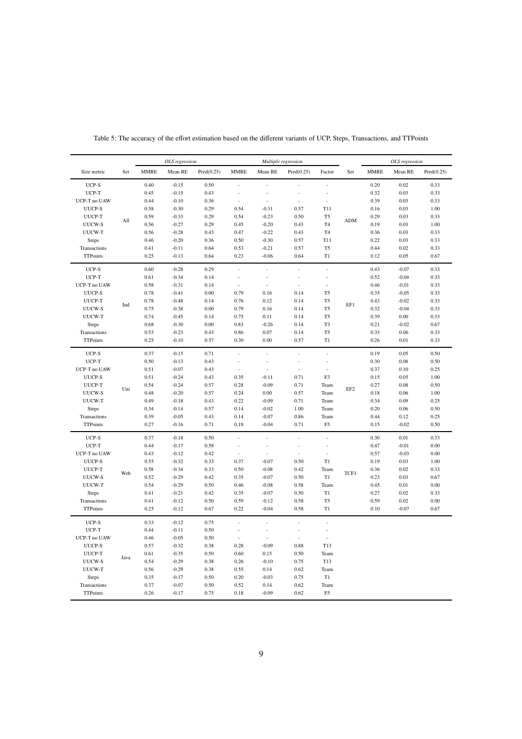Table 5: The accuracy of the effort estimation based on the different variants of UCP, Steps, Transactions, and TTPoints

| | | *OLS regression* | | | *Multiple regression* | | | | | *OLS regression* | | |
|---|---|---|---|---|---|---|---|---|---|---|---|---|
| Size metric | Set | MMRE | Mean RE | Pred(0.25) | MMRE | Mean RE | Pred(0.25) | Factor | Set | MMRE | Mean RE | Pred(0.25) |
| UCP-S | All | 0.40 | -0.15 | 0.50 | - | - | - | - | ADM | 0.20 | 0.02 | 0.33 |
| UCP-T | | 0.45 | -0.15 | 0.43 | - | - | - | - | | 0.32 | 0.03 | 0.33 |
| UCP-T no UAW | | 0.44 | -0.10 | 0.36 | - | - | - | - | | 0.39 | 0.03 | 0.33 |
| UUCP-S | | 0.58 | -0.30 | 0.29 | 0.54 | -0.31 | 0.57 | T11 | | 0.16 | 0.03 | 1.00 |
| UUCP-T | | 0.59 | -0.33 | 0.29 | 0.54 | -0.23 | 0.50 | T5 | | 0.29 | 0.03 | 0.33 |
| UUCW-S | | 0.56 | -0.27 | 0.29 | 0.45 | -0.20 | 0.43 | T4 | | 0.19 | 0.03 | 1.00 |
| UUCW-T | | 0.56 | -0.28 | 0.43 | 0.47 | -0.22 | 0.43 | T4 | | 0.36 | 0.03 | 0.33 |
| Steps | | 0.46 | -0.20 | 0.36 | 0.50 | -0.30 | 0.57 | T11 | | 0.22 | 0.03 | 0.33 |
| Transactions | | 0.41 | -0.11 | 0.64 | 0.53 | -0.21 | 0.57 | T5 | | 0.44 | 0.02 | 0.33 |
| TTPoints | | 0.25 | -0.13 | 0.64 | 0.23 | -0.06 | 0.64 | T1 | | 0.12 | 0.05 | 0.67 |
| UCP-S | Ind | 0.60 | -0.28 | 0.29 | - | - | - | - | EF1 | 0.43 | -0.07 | 0.33 |
| UCP-T | | 0.61 | -0.34 | 0.14 | - | - | - | - | | 0.52 | -0.04 | 0.33 |
| UCP-T no UAW | | 0.58 | -0.31 | 0.14 | - | - | - | - | | 0.46 | -0.01 | 0.33 |
| UUCP-S | | 0.78 | -0.41 | 0.00 | 0.79 | 0.16 | 0.14 | T5 | | 0.35 | -0.05 | 0.33 |
| UUCP-T | | 0.78 | -0.48 | 0.14 | 0.76 | 0.12 | 0.14 | T5 | | 0.43 | -0.02 | 0.33 |
| UUCW-S | | 0.75 | -0.38 | 0.00 | 0.79 | 0.16 | 0.14 | T5 | | 0.32 | -0.04 | 0.33 |
| UUCW-T | | 0.74 | -0.45 | 0.14 | 0.75 | 0.11 | 0.14 | T5 | | 0.39 | 0.00 | 0.33 |
| Steps | | 0.68 | -0.30 | 0.00 | 0.83 | -0.26 | 0.14 | T3 | | 0.21 | -0.02 | 0.67 |
| Transactions | | 0.53 | -0.23 | 0.43 | 0.86 | 0.07 | 0.14 | T5 | | 0.33 | 0.06 | 0.33 |
| TTPoints | | 0.25 | -0.10 | 0.57 | 0.30 | 0.00 | 0.57 | T1 | | 0.26 | 0.01 | 0.33 |
| UCP-S | Uni | 0.37 | -0.15 | 0.71 | - | - | - | - | EF2 | 0.19 | 0.05 | 0.50 |
| UCP-T | | 0.50 | -0.13 | 0.43 | - | - | - | - | | 0.30 | 0.08 | 0.50 |
| UCP-T no UAW | | 0.51 | -0.07 | 0.43 | - | - | - | - | | 0.37 | 0.10 | 0.25 |
| UUCP-S | | 0.51 | -0.24 | 0.43 | 0.35 | -0.11 | 0.71 | F3 | | 0.15 | 0.05 | 1.00 |
| UUCP-T | | 0.54 | -0.24 | 0.57 | 0.28 | -0.09 | 0.71 | Team | | 0.27 | 0.08 | 0.50 |
| UUCW-S | | 0.48 | -0.20 | 0.57 | 0.24 | 0.00 | 0.57 | Team | | 0.18 | 0.06 | 1.00 |
| UUCW-T | | 0.49 | -0.18 | 0.43 | 0.22 | -0.09 | 0.71 | Team | | 0.34 | 0.09 | 0.25 |
| Steps | | 0.34 | -0.14 | 0.57 | 0.14 | -0.02 | 1.00 | Team | | 0.20 | 0.06 | 0.50 |
| Transactions | | 0.39 | -0.05 | 0.43 | 0.14 | -0.07 | 0.86 | Team | | 0.44 | 0.12 | 0.25 |
| TTPoints | | 0.27 | -0.16 | 0.71 | 0.18 | -0.04 | 0.71 | F5 | | 0.15 | -0.02 | 0.50 |
| UCP-S | Web | 0.37 | -0.18 | 0.50 | - | - | - | - | TCF1 | 0.30 | 0.01 | 0.33 |
| UCP-T | | 0.44 | -0.17 | 0.58 | - | - | - | - | | 0.47 | -0.01 | 0.00 |
| UCP-T no UAW | | 0.43 | -0.12 | 0.42 | - | - | - | - | | 0.57 | -0.03 | 0.00 |
| UUCP-S | | 0.55 | -0.32 | 0.33 | 0.37 | -0.07 | 0.50 | T1 | | 0.19 | 0.03 | 1.00 |
| UUCP-T | | 0.58 | -0.34 | 0.33 | 0.50 | -0.08 | 0.42 | Team | | 0.36 | 0.02 | 0.33 |
| UUCW-S | | 0.52 | -0.29 | 0.42 | 0.35 | -0.07 | 0.50 | T1 | | 0.23 | 0.03 | 0.67 |
| UUCW-T | | 0.54 | -0.29 | 0.50 | 0.46 | -0.08 | 0.58 | Team | | 0.45 | 0.01 | 0.00 |
| Steps | | 0.41 | -0.21 | 0.42 | 0.35 | -0.07 | 0.50 | T1 | | 0.27 | 0.02 | 0.33 |
| Transactions | | 0.41 | -0.12 | 0.50 | 0.59 | -0.12 | 0.58 | T5 | | 0.59 | 0.02 | 0.00 |
| TTPoints | | 0.25 | -0.12 | 0.67 | 0.22 | -0.04 | 0.58 | T1 | | 0.10 | -0.07 | 0.67 |
| UCP-S | Java | 0.33 | -0.12 | 0.75 | - | - | - | - | | | | |
| UCP-T | | 0.44 | -0.11 | 0.50 | - | - | - | - | | | | |
| UCP-T no UAW | | 0.46 | -0.05 | 0.50 | - | - | - | - | | | | |
| UUCP-S | | 0.57 | -0.32 | 0.38 | 0.28 | -0.09 | 0.88 | T13 | | | | |
| UUCP-T | | 0.61 | -0.35 | 0.50 | 0.60 | 0.15 | 0.50 | Team | | | | |
| UUCW-S | | 0.54 | -0.29 | 0.38 | 0.26 | -0.10 | 0.75 | T13 | | | | |
| UUCW-T | | 0.56 | -0.29 | 0.38 | 0.55 | 0.14 | 0.62 | Team | | | | |
| Steps | | 0.35 | -0.17 | 0.50 | 0.20 | -0.03 | 0.75 | T1 | | | | |
| Transactions | | 0.37 | -0.07 | 0.50 | 0.52 | 0.14 | 0.62 | Team | | | | |
| TTPoints | | 0.26 | -0.17 | 0.75 | 0.18 | -0.09 | 0.62 | F5 | | | | |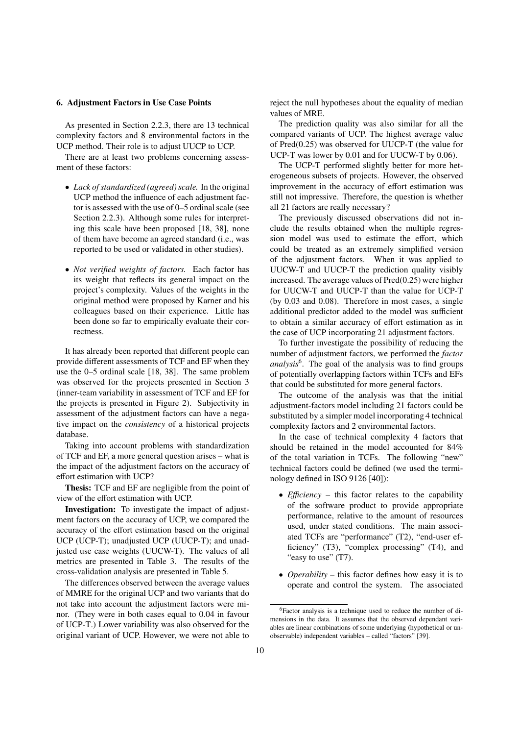## 6. Adjustment Factors in Use Case Points

As presented in Section 2.2.3, there are 13 technical complexity factors and 8 environmental factors in the UCP method. Their role is to adjust UUCP to UCP.

There are at least two problems concerning assessment of these factors:

- *Lack of standardized (agreed) scale.* In the original UCP method the influence of each adjustment factor is assessed with the use of 0–5 ordinal scale (see Section 2.2.3). Although some rules for interpreting this scale have been proposed [18, 38], none of them have become an agreed standard (i.e., was reported to be used or validated in other studies).
- *Not verified weights of factors.* Each factor has its weight that reflects its general impact on the project's complexity. Values of the weights in the original method were proposed by Karner and his colleagues based on their experience. Little has been done so far to empirically evaluate their correctness.

It has already been reported that different people can provide different assessments of TCF and EF when they use the 0–5 ordinal scale [18, 38]. The same problem was observed for the projects presented in Section 3 (inner-team variability in assessment of TCF and EF for the projects is presented in Figure 2). Subjectivity in assessment of the adjustment factors can have a negative impact on the *consistency* of a historical projects database.

Taking into account problems with standardization of TCF and EF, a more general question arises – what is the impact of the adjustment factors on the accuracy of effort estimation with UCP?

**Thesis:** TCF and EF are negligible from the point of view of the effort estimation with UCP.

**Investigation:** To investigate the impact of adjustment factors on the accuracy of UCP, we compared the accuracy of the effort estimation based on the original UCP (UCP-T); unadjusted UCP (UUCP-T); and unadjusted use case weights (UUCW-T). The values of all metrics are presented in Table 3. The results of the cross-validation analysis are presented in Table 5.

The differences observed between the average values of MMRE for the original UCP and two variants that do not take into account the adjustment factors were minor. (They were in both cases equal to 0.04 in favour of UCP-T.) Lower variability was also observed for the original variant of UCP. However, we were not able to reject the null hypotheses about the equality of median values of MRE.

The prediction quality was also similar for all the compared variants of UCP. The highest average value of Pred(0.25) was observed for UUCP-T (the value for UCP-T was lower by 0.01 and for UUCW-T by 0.06).

The UCP-T performed slightly better for more heterogeneous subsets of projects. However, the observed improvement in the accuracy of effort estimation was still not impressive. Therefore, the question is whether all 21 factors are really necessary?

The previously discussed observations did not include the results obtained when the multiple regression model was used to estimate the effort, which could be treated as an extremely simplified version of the adjustment factors. When it was applied to UUCW-T and UUCP-T the prediction quality visibly increased. The average values of Pred(0.25) were higher for UUCW-T and UUCP-T than the value for UCP-T (by 0.03 and 0.08). Therefore in most cases, a single additional predictor added to the model was sufficient to obtain a similar accuracy of effort estimation as in the case of UCP incorporating 21 adjustment factors.

To further investigate the possibility of reducing the number of adjustment factors, we performed the *factor analysis*[6]. The goal of the analysis was to find groups of potentially overlapping factors within TCFs and EFs that could be substituted for more general factors.

The outcome of the analysis was that the initial adjustment-factors model including 21 factors could be substituted by a simpler model incorporating 4 technical complexity factors and 2 environmental factors.

In the case of technical complexity 4 factors that should be retained in the model accounted for 84% of the total variation in TCFs. The following "new" technical factors could be defined (we used the terminology defined in ISO 9126 [40]):

- *Efficiency* – this factor relates to the capability of the software product to provide appropriate performance, relative to the amount of resources used, under stated conditions. The main associated TCFs are "performance" (T2), "end-user efficiency" (T3), "complex processing" (T4), and "easy to use" (T7).
- *Operability* – this factor defines how easy it is to operate and control the system. The associated

[6] Factor analysis is a technique used to reduce the number of dimensions in the data. It assumes that the observed dependant variables are linear combinations of some underlying (hypothetical or unobservable) independent variables – called "factors" [39].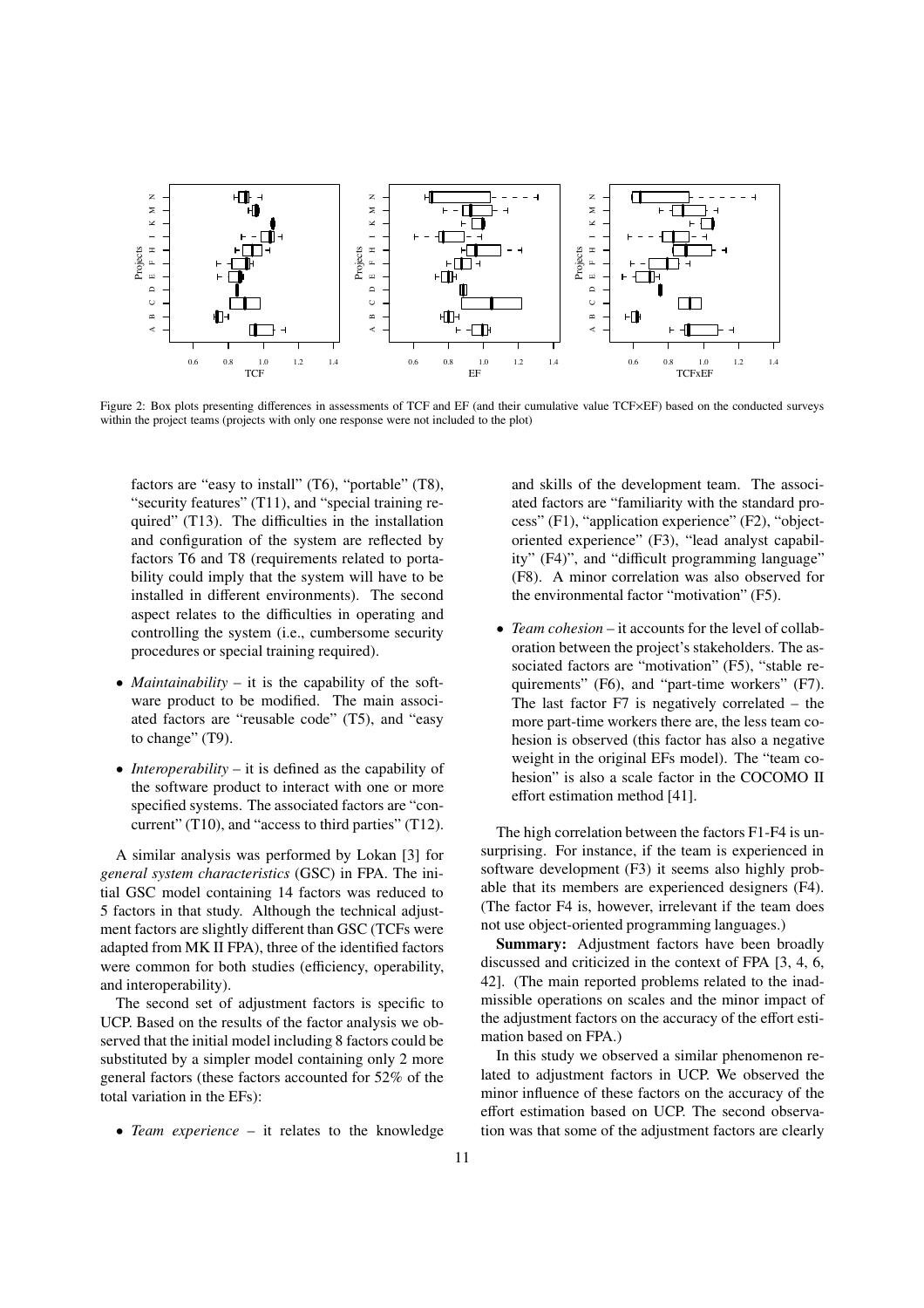Figure 2: Box plots presenting differences in assessments of TCF and EF (and their cumulative value TCF×EF) based on the conducted surveys within the project teams (projects with only one response were not included to the plot)

factors are "easy to install" (T6), "portable" (T8), "security features" (T11), and "special training required" (T13). The difficulties in the installation and configuration of the system are reflected by factors T6 and T8 (requirements related to portability could imply that the system will have to be installed in different environments). The second aspect relates to the difficulties in operating and controlling the system (i.e., cumbersome security procedures or special training required).

- *Maintainability* – it is the capability of the software product to be modified. The main associated factors are "reusable code" (T5), and "easy to change" (T9).
- *Interoperability* – it is defined as the capability of the software product to interact with one or more specified systems. The associated factors are "concurrent" (T10), and "access to third parties" (T12).

A similar analysis was performed by Lokan [3] for *general system characteristics* (GSC) in FPA. The initial GSC model containing 14 factors was reduced to 5 factors in that study. Although the technical adjustment factors are slightly different than GSC (TCFs were adapted from MK II FPA), three of the identified factors were common for both studies (efficiency, operability, and interoperability).

The second set of adjustment factors is specific to UCP. Based on the results of the factor analysis we observed that the initial model including 8 factors could be substituted by a simpler model containing only 2 more general factors (these factors accounted for 52% of the total variation in the EFs):

- *Team experience* – it relates to the knowledge and skills of the development team. The associated factors are "familiarity with the standard process" (F1), "application experience" (F2), "object-oriented experience" (F3), "lead analyst capability" (F4)", and "difficult programming language" (F8). A minor correlation was also observed for the environmental factor "motivation" (F5).
- *Team cohesion* – it accounts for the level of collaboration between the project's stakeholders. The associated factors are "motivation" (F5), "stable requirements" (F6), and "part-time workers" (F7). The last factor F7 is negatively correlated – the more part-time workers there are, the less team cohesion is observed (this factor has also a negative weight in the original EFs model). The "team cohesion" is also a scale factor in the COCOMO II effort estimation method [41].

The high correlation between the factors F1-F4 is unsurprising. For instance, if the team is experienced in software development (F3) it seems also highly probable that its members are experienced designers (F4). (The factor F4 is, however, irrelevant if the team does not use object-oriented programming languages.)

**Summary:** Adjustment factors have been broadly discussed and criticized in the context of FPA [3, 4, 6, 42]. (The main reported problems related to the inadmissible operations on scales and the minor impact of the adjustment factors on the accuracy of the effort estimation based on FPA.)

In this study we observed a similar phenomenon related to adjustment factors in UCP. We observed the minor influence of these factors on the accuracy of the effort estimation based on UCP. The second observation was that some of the adjustment factors are clearly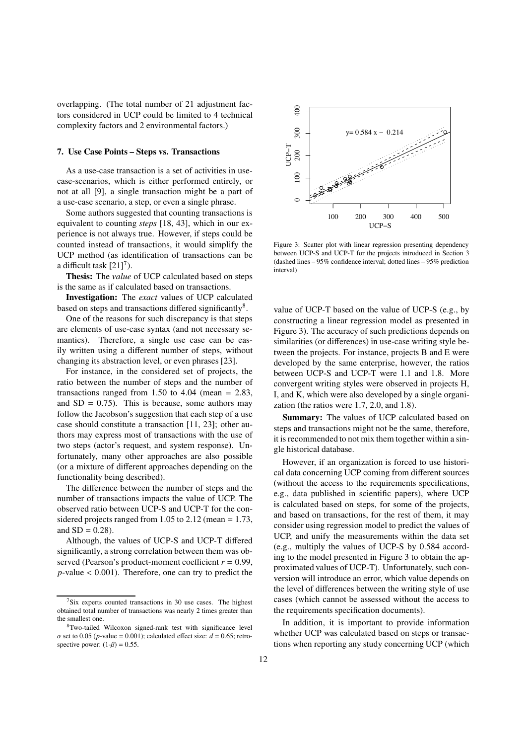overlapping. (The total number of 21 adjustment factors considered in UCP could be limited to 4 technical complexity factors and 2 environmental factors.)

## 7. Use Case Points – Steps vs. Transactions

As a use-case transaction is a set of activities in use-case-scenarios, which is either performed entirely, or not at all [9], a single transaction might be a part of a use-case scenario, a step, or even a single phrase.

Some authors suggested that counting transactions is equivalent to counting *steps* [18, 43], which in our experience is not always true. However, if steps could be counted instead of transactions, it would simplify the UCP method (as identification of transactions can be a difficult task [21][7]).

**Thesis:** The *value* of UCP calculated based on steps is the same as if calculated based on transactions.

**Investigation:** The *exact* values of UCP calculated based on steps and transactions differed significantly[8].

One of the reasons for such discrepancy is that steps are elements of use-case syntax (and not necessary semantics). Therefore, a single use case can be easily written using a different number of steps, without changing its abstraction level, or even phrases [23].

For instance, in the considered set of projects, the ratio between the number of steps and the number of transactions ranged from 1.50 to 4.04 (mean = 2.83, and SD = 0.75). This is because, some authors may follow the Jacobson's suggestion that each step of a use case should constitute a transaction [11, 23]; other authors may express most of transactions with the use of two steps (actor's request, and system response). Unfortunately, many other approaches are also possible (or a mixture of different approaches depending on the functionality being described).

The difference between the number of steps and the number of transactions impacts the value of UCP. The observed ratio between UCP-S and UCP-T for the considered projects ranged from 1.05 to 2.12 (mean = 1.73, and SD = 0.28).

Although, the values of UCP-S and UCP-T differed significantly, a strong correlation between them was observed (Pearson's product-moment coefficient $r = 0.99$, $p$-value $< 0.001$). Therefore, one can try to predict the value of UCP-T based on the value of UCP-S (e.g., by constructing a linear regression model as presented in Figure 3). The accuracy of such predictions depends on similarities (or differences) in use-case writing style between the projects. For instance, projects B and E were developed by the same enterprise, however, the ratios between UCP-S and UCP-T were 1.1 and 1.8. More convergent writing styles were observed in projects H, I, and K, which were also developed by a single organization (the ratios were 1.7, 2.0, and 1.8).

Figure 3: Scatter plot with linear regression presenting dependency between UCP-S and UCP-T for the projects introduced in Section 3 (dashed lines – 95% confidence interval; dotted lines – 95% prediction interval)

**Summary:** The values of UCP calculated based on steps and transactions might not be the same, therefore, it is recommended to not mix them together within a single historical database.

However, if an organization is forced to use historical data concerning UCP coming from different sources (without the access to the requirements specifications, e.g., data published in scientific papers), where UCP is calculated based on steps, for some of the projects, and based on transactions, for the rest of them, it may consider using regression model to predict the values of UCP, and unify the measurements within the data set (e.g., multiply the values of UCP-S by 0.584 according to the model presented in Figure 3 to obtain the approximated values of UCP-T). Unfortunately, such conversion will introduce an error, which value depends on the level of differences between the writing style of use cases (which cannot be assessed without the access to the requirements specification documents).

In addition, it is important to provide information whether UCP was calculated based on steps or transactions when reporting any study concerning UCP (which

---

[7] Six experts counted transactions in 30 use cases. The highest obtained total number of transactions was nearly 2 times greater than the smallest one.

[8] Two-tailed Wilcoxon signed-rank test with significance level $\alpha$ set to 0.05 ($p$-value = 0.001); calculated effect size: $d = 0.65$; retrospective power: $(1\text{-}\beta) = 0.55$.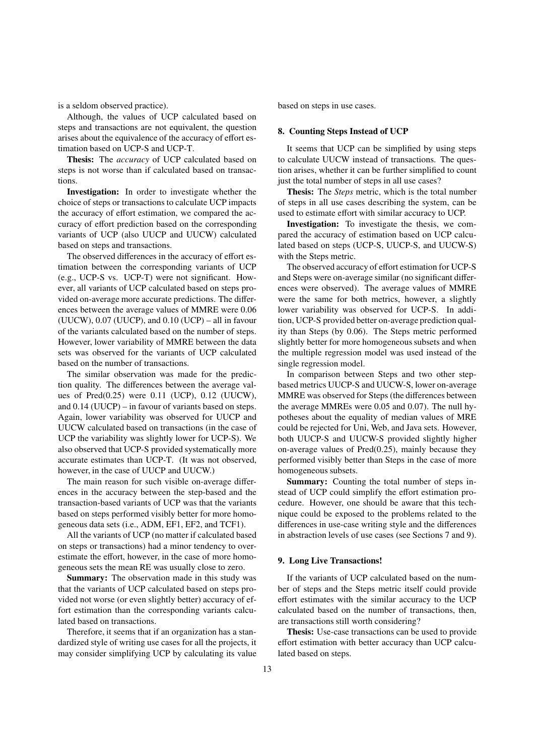is a seldom observed practice).

Although, the values of UCP calculated based on steps and transactions are not equivalent, the question arises about the equivalence of the accuracy of effort estimation based on UCP-S and UCP-T.

**Thesis:** The *accuracy* of UCP calculated based on steps is not worse than if calculated based on transactions.

**Investigation:** In order to investigate whether the choice of steps or transactions to calculate UCP impacts the accuracy of effort estimation, we compared the accuracy of effort prediction based on the corresponding variants of UCP (also UUCP and UUCW) calculated based on steps and transactions.

The observed differences in the accuracy of effort estimation between the corresponding variants of UCP (e.g., UCP-S vs. UCP-T) were not significant. However, all variants of UCP calculated based on steps provided on-average more accurate predictions. The differences between the average values of MMRE were 0.06 (UUCW), 0.07 (UUCP), and 0.10 (UCP) – all in favour of the variants calculated based on the number of steps. However, lower variability of MMRE between the data sets was observed for the variants of UCP calculated based on the number of transactions.

The similar observation was made for the prediction quality. The differences between the average values of Pred(0.25) were 0.11 (UCP), 0.12 (UUCW), and 0.14 (UUCP) – in favour of variants based on steps. Again, lower variability was observed for UUCP and UUCW calculated based on transactions (in the case of UCP the variability was slightly lower for UCP-S). We also observed that UCP-S provided systematically more accurate estimates than UCP-T. (It was not observed, however, in the case of UUCP and UUCW.)

The main reason for such visible on-average differences in the accuracy between the step-based and the transaction-based variants of UCP was that the variants based on steps performed visibly better for more homogeneous data sets (i.e., ADM, EF1, EF2, and TCF1).

All the variants of UCP (no matter if calculated based on steps or transactions) had a minor tendency to overestimate the effort, however, in the case of more homogeneous sets the mean RE was usually close to zero.

**Summary:** The observation made in this study was that the variants of UCP calculated based on steps provided not worse (or even slightly better) accuracy of effort estimation than the corresponding variants calculated based on transactions.

Therefore, it seems that if an organization has a standardized style of writing use cases for all the projects, it may consider simplifying UCP by calculating its value based on steps in use cases.

## 8. Counting Steps Instead of UCP

It seems that UCP can be simplified by using steps to calculate UUCW instead of transactions. The question arises, whether it can be further simplified to count just the total number of steps in all use cases?

**Thesis:** The *Steps* metric, which is the total number of steps in all use cases describing the system, can be used to estimate effort with similar accuracy to UCP.

**Investigation:** To investigate the thesis, we compared the accuracy of estimation based on UCP calculated based on steps (UCP-S, UUCP-S, and UUCW-S) with the Steps metric.

The observed accuracy of effort estimation for UCP-S and Steps were on-average similar (no significant differences were observed). The average values of MMRE were the same for both metrics, however, a slightly lower variability was observed for UCP-S. In addition, UCP-S provided better on-average prediction quality than Steps (by 0.06). The Steps metric performed slightly better for more homogeneous subsets and when the multiple regression model was used instead of the single regression model.

In comparison between Steps and two other step-based metrics UUCP-S and UUCW-S, lower on-average MMRE was observed for Steps (the differences between the average MMREs were 0.05 and 0.07). The null hypotheses about the equality of median values of MRE could be rejected for Uni, Web, and Java sets. However, both UUCP-S and UUCW-S provided slightly higher on-average values of Pred(0.25), mainly because they performed visibly better than Steps in the case of more homogeneous subsets.

**Summary:** Counting the total number of steps instead of UCP could simplify the effort estimation procedure. However, one should be aware that this technique could be exposed to the problems related to the differences in use-case writing style and the differences in abstraction levels of use cases (see Sections 7 and 9).

## 9. Long Live Transactions!

If the variants of UCP calculated based on the number of steps and the Steps metric itself could provide effort estimates with the similar accuracy to the UCP calculated based on the number of transactions, then, are transactions still worth considering?

**Thesis:** Use-case transactions can be used to provide effort estimation with better accuracy than UCP calculated based on steps.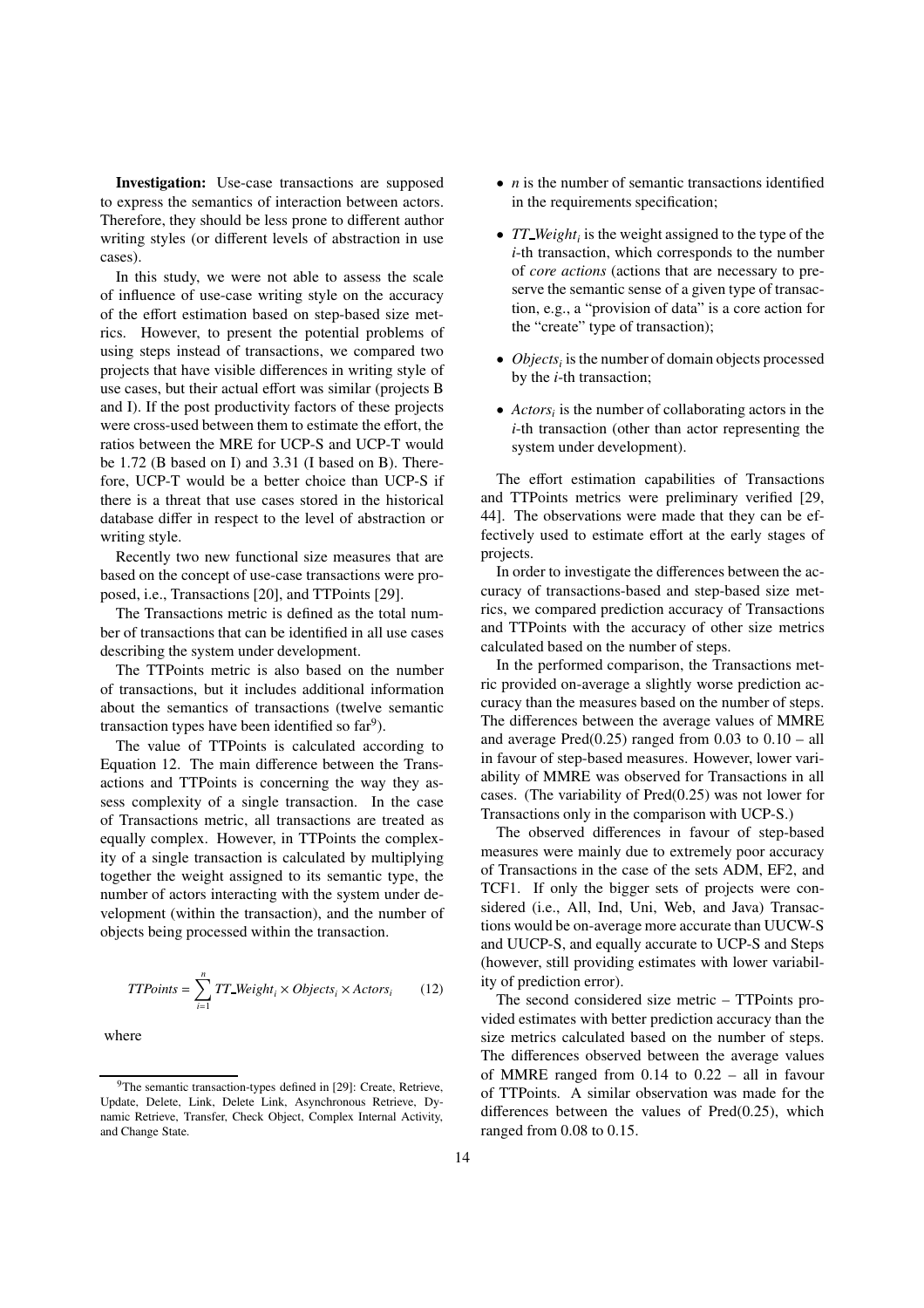**Investigation:** Use-case transactions are supposed to express the semantics of interaction between actors. Therefore, they should be less prone to different author writing styles (or different levels of abstraction in use cases).

In this study, we were not able to assess the scale of influence of use-case writing style on the accuracy of the effort estimation based on step-based size metrics. However, to present the potential problems of using steps instead of transactions, we compared two projects that have visible differences in writing style of use cases, but their actual effort was similar (projects B and I). If the post productivity factors of these projects were cross-used between them to estimate the effort, the ratios between the MRE for UCP-S and UCP-T would be 1.72 (B based on I) and 3.31 (I based on B). Therefore, UCP-T would be a better choice than UCP-S if there is a threat that use cases stored in the historical database differ in respect to the level of abstraction or writing style.

Recently two new functional size measures that are based on the concept of use-case transactions were proposed, i.e., Transactions [20], and TTPoints [29].

The Transactions metric is defined as the total number of transactions that can be identified in all use cases describing the system under development.

The TTPoints metric is also based on the number of transactions, but it includes additional information about the semantics of transactions (twelve semantic transaction types have been identified so far[9]).

The value of TTPoints is calculated according to Equation 12. The main difference between the Transactions and TTPoints is concerning the way they assess complexity of a single transaction. In the case of Transactions metric, all transactions are treated as equally complex. However, in TTPoints the complexity of a single transaction is calculated by multiplying together the weight assigned to its semantic type, the number of actors interacting with the system under development (within the transaction), and the number of objects being processed within the transaction.

$$TTPoints = \sum_{i=1}^{n} TT\_Weight_i \times Objects_i \times Actors_i \qquad (12)$$

where

- $n$ is the number of semantic transactions identified in the requirements specification;
- $TT\_Weight_i$ is the weight assigned to the type of the $i$-th transaction, which corresponds to the number of *core actions* (actions that are necessary to preserve the semantic sense of a given type of transaction, e.g., a "provision of data" is a core action for the "create" type of transaction);
- $Objects_i$ is the number of domain objects processed by the $i$-th transaction;
- $Actors_i$ is the number of collaborating actors in the $i$-th transaction (other than actor representing the system under development).

The effort estimation capabilities of Transactions and TTPoints metrics were preliminary verified [29, 44]. The observations were made that they can be effectively used to estimate effort at the early stages of projects.

In order to investigate the differences between the accuracy of transactions-based and step-based size metrics, we compared prediction accuracy of Transactions and TTPoints with the accuracy of other size metrics calculated based on the number of steps.

In the performed comparison, the Transactions metric provided on-average a slightly worse prediction accuracy than the measures based on the number of steps. The differences between the average values of MMRE and average Pred(0.25) ranged from 0.03 to 0.10 – all in favour of step-based measures. However, lower variability of MMRE was observed for Transactions in all cases. (The variability of Pred(0.25) was not lower for Transactions only in the comparison with UCP-S.)

The observed differences in favour of step-based measures were mainly due to extremely poor accuracy of Transactions in the case of the sets ADM, EF2, and TCF1. If only the bigger sets of projects were considered (i.e., All, Ind, Uni, Web, and Java) Transactions would be on-average more accurate than UUCW-S and UUCP-S, and equally accurate to UCP-S and Steps (however, still providing estimates with lower variability of prediction error).

The second considered size metric – TTPoints provided estimates with better prediction accuracy than the size metrics calculated based on the number of steps. The differences observed between the average values of MMRE ranged from 0.14 to 0.22 – all in favour of TTPoints. A similar observation was made for the differences between the values of Pred(0.25), which ranged from 0.08 to 0.15.

[9] The semantic transaction-types defined in [29]: Create, Retrieve, Update, Delete, Link, Delete Link, Asynchronous Retrieve, Dynamic Retrieve, Transfer, Check Object, Complex Internal Activity, and Change State.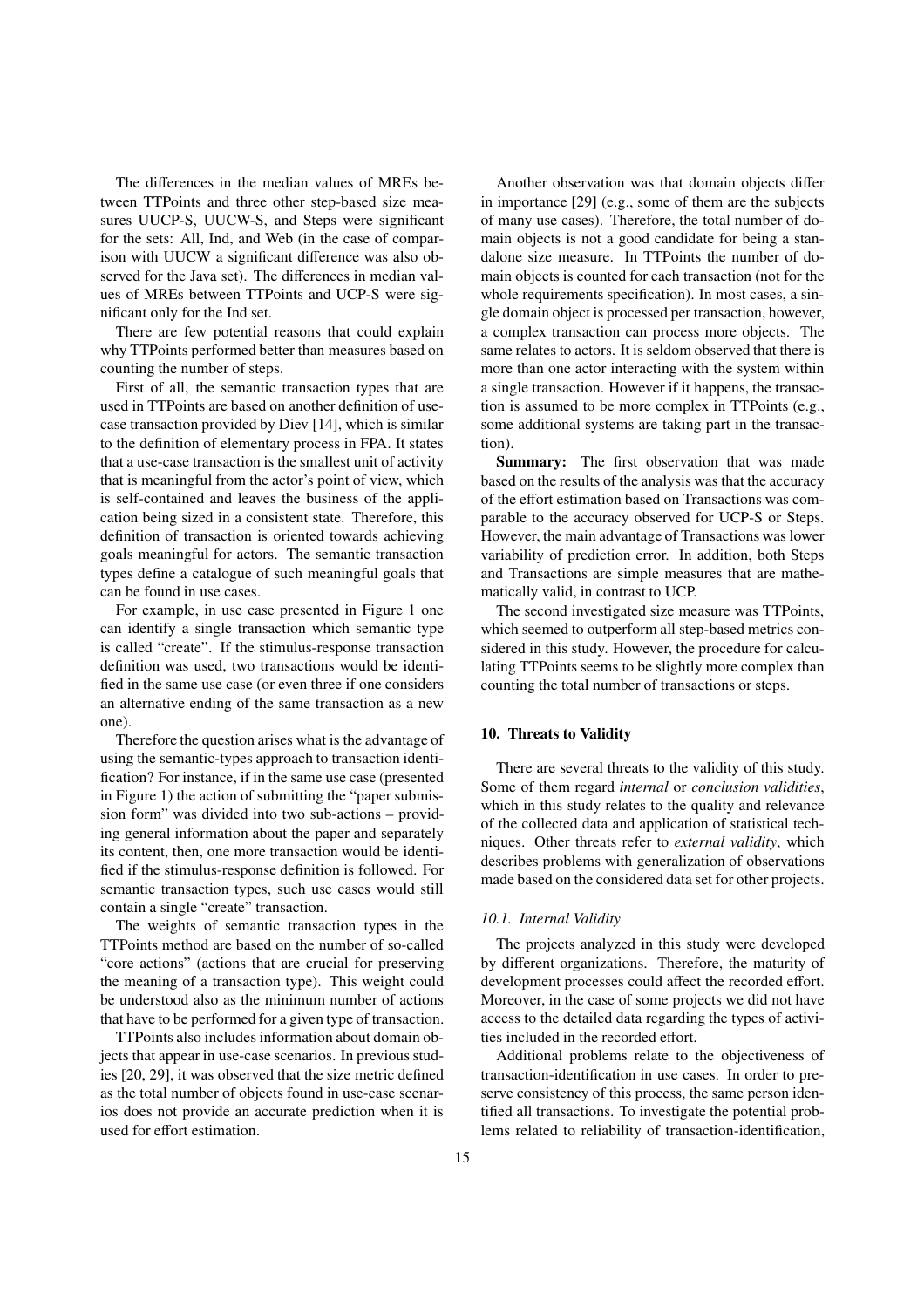The differences in the median values of MREs between TTPoints and three other step-based size measures UUCP-S, UUCW-S, and Steps were significant for the sets: All, Ind, and Web (in the case of comparison with UUCW a significant difference was also observed for the Java set). The differences in median values of MREs between TTPoints and UCP-S were significant only for the Ind set.

There are few potential reasons that could explain why TTPoints performed better than measures based on counting the number of steps.

First of all, the semantic transaction types that are used in TTPoints are based on another definition of use-case transaction provided by Diev [14], which is similar to the definition of elementary process in FPA. It states that a use-case transaction is the smallest unit of activity that is meaningful from the actor's point of view, which is self-contained and leaves the business of the application being sized in a consistent state. Therefore, this definition of transaction is oriented towards achieving goals meaningful for actors. The semantic transaction types define a catalogue of such meaningful goals that can be found in use cases.

For example, in use case presented in Figure 1 one can identify a single transaction which semantic type is called "create". If the stimulus-response transaction definition was used, two transactions would be identified in the same use case (or even three if one considers an alternative ending of the same transaction as a new one).

Therefore the question arises what is the advantage of using the semantic-types approach to transaction identification? For instance, if in the same use case (presented in Figure 1) the action of submitting the "paper submission form" was divided into two sub-actions – providing general information about the paper and separately its content, then, one more transaction would be identified if the stimulus-response definition is followed. For semantic transaction types, such use cases would still contain a single "create" transaction.

The weights of semantic transaction types in the TTPoints method are based on the number of so-called "core actions" (actions that are crucial for preserving the meaning of a transaction type). This weight could be understood also as the minimum number of actions that have to be performed for a given type of transaction.

TTPoints also includes information about domain objects that appear in use-case scenarios. In previous studies [20, 29], it was observed that the size metric defined as the total number of objects found in use-case scenarios does not provide an accurate prediction when it is used for effort estimation.

Another observation was that domain objects differ in importance [29] (e.g., some of them are the subjects of many use cases). Therefore, the total number of domain objects is not a good candidate for being a standalone size measure. In TTPoints the number of domain objects is counted for each transaction (not for the whole requirements specification). In most cases, a single domain object is processed per transaction, however, a complex transaction can process more objects. The same relates to actors. It is seldom observed that there is more than one actor interacting with the system within a single transaction. However if it happens, the transaction is assumed to be more complex in TTPoints (e.g., some additional systems are taking part in the transaction).

**Summary:** The first observation that was made based on the results of the analysis was that the accuracy of the effort estimation based on Transactions was comparable to the accuracy observed for UCP-S or Steps. However, the main advantage of Transactions was lower variability of prediction error. In addition, both Steps and Transactions are simple measures that are mathematically valid, in contrast to UCP.

The second investigated size measure was TTPoints, which seemed to outperform all step-based metrics considered in this study. However, the procedure for calculating TTPoints seems to be slightly more complex than counting the total number of transactions or steps.

## 10. Threats to Validity

There are several threats to the validity of this study. Some of them regard *internal* or *conclusion validities*, which in this study relates to the quality and relevance of the collected data and application of statistical techniques. Other threats refer to *external validity*, which describes problems with generalization of observations made based on the considered data set for other projects.

### *10.1. Internal Validity*

The projects analyzed in this study were developed by different organizations. Therefore, the maturity of development processes could affect the recorded effort. Moreover, in the case of some projects we did not have access to the detailed data regarding the types of activities included in the recorded effort.

Additional problems relate to the objectiveness of transaction-identification in use cases. In order to preserve consistency of this process, the same person identified all transactions. To investigate the potential problems related to reliability of transaction-identification,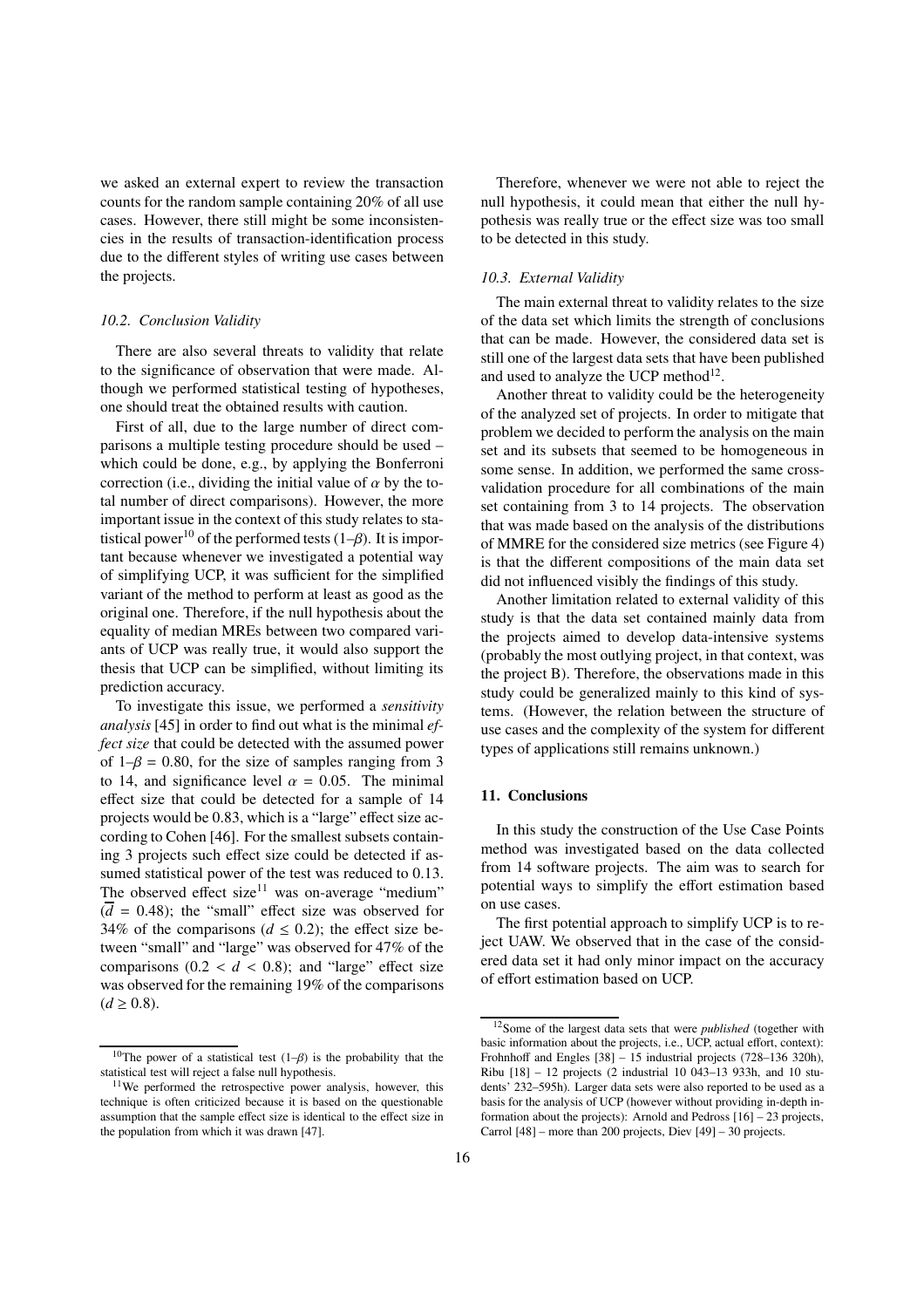we asked an external expert to review the transaction counts for the random sample containing 20% of all use cases. However, there still might be some inconsistencies in the results of transaction-identification process due to the different styles of writing use cases between the projects.

### 10.2. Conclusion Validity

There are also several threats to validity that relate to the significance of observation that were made. Although we performed statistical testing of hypotheses, one should treat the obtained results with caution.

First of all, due to the large number of direct comparisons a multiple testing procedure should be used – which could be done, e.g., by applying the Bonferroni correction (i.e., dividing the initial value of $\alpha$ by the total number of direct comparisons). However, the more important issue in the context of this study relates to statistical power[10] of the performed tests ($1-\beta$). It is important because whenever we investigated a potential way of simplifying UCP, it was sufficient for the simplified variant of the method to perform at least as good as the original one. Therefore, if the null hypothesis about the equality of median MREs between two compared variants of UCP was really true, it would also support the thesis that UCP can be simplified, without limiting its prediction accuracy.

To investigate this issue, we performed a *sensitivity analysis* [45] in order to find out what is the minimal *effect size* that could be detected with the assumed power of $1-\beta = 0.80$, for the size of samples ranging from 3 to 14, and significance level $\alpha = 0.05$. The minimal effect size that could be detected for a sample of 14 projects would be 0.83, which is a "large" effect size according to Cohen [46]. For the smallest subsets containing 3 projects such effect size could be detected if assumed statistical power of the test was reduced to 0.13. The observed effect size[11] was on-average "medium" ($\overline{d} = 0.48$); the "small" effect size was observed for 34% of the comparisons ($d \leq 0.2$); the effect size between "small" and "large" was observed for 47% of the comparisons ($0.2 < d < 0.8$); and "large" effect size was observed for the remaining 19% of the comparisons ($d \geq 0.8$).

Therefore, whenever we were not able to reject the null hypothesis, it could mean that either the null hypothesis was really true or the effect size was too small to be detected in this study.

### 10.3. External Validity

The main external threat to validity relates to the size of the data set which limits the strength of conclusions that can be made. However, the considered data set is still one of the largest data sets that have been published and used to analyze the UCP method[12].

Another threat to validity could be the heterogeneity of the analyzed set of projects. In order to mitigate that problem we decided to perform the analysis on the main set and its subsets that seemed to be homogeneous in some sense. In addition, we performed the same cross-validation procedure for all combinations of the main set containing from 3 to 14 projects. The observation that was made based on the analysis of the distributions of MMRE for the considered size metrics (see Figure 4) is that the different compositions of the main data set did not influenced visibly the findings of this study.

Another limitation related to external validity of this study is that the data set contained mainly data from the projects aimed to develop data-intensive systems (probably the most outlying project, in that context, was the project B). Therefore, the observations made in this study could be generalized mainly to this kind of systems. (However, the relation between the structure of use cases and the complexity of the system for different types of applications still remains unknown.)

## 11. Conclusions

In this study the construction of the Use Case Points method was investigated based on the data collected from 14 software projects. The aim was to search for potential ways to simplify the effort estimation based on use cases.

The first potential approach to simplify UCP is to reject UAW. We observed that in the case of the considered data set it had only minor impact on the accuracy of effort estimation based on UCP.

---

[10] The power of a statistical test ($1-\beta$) is the probability that the statistical test will reject a false null hypothesis.

[11] We performed the retrospective power analysis, however, this technique is often criticized because it is based on the questionable assumption that the sample effect size is identical to the effect size in the population from which it was drawn [47].

[12] Some of the largest data sets that were *published* (together with basic information about the projects, i.e., UCP, actual effort, context): Frohnhoff and Engles [38] – 15 industrial projects (728–136 320h), Ribu [18] – 12 projects (2 industrial 10 043–13 933h, and 10 students' 232–595h). Larger data sets were also reported to be used as a basis for the analysis of UCP (however without providing in-depth information about the projects): Arnold and Pedross [16] – 23 projects, Carrol [48] – more than 200 projects, Diev [49] – 30 projects.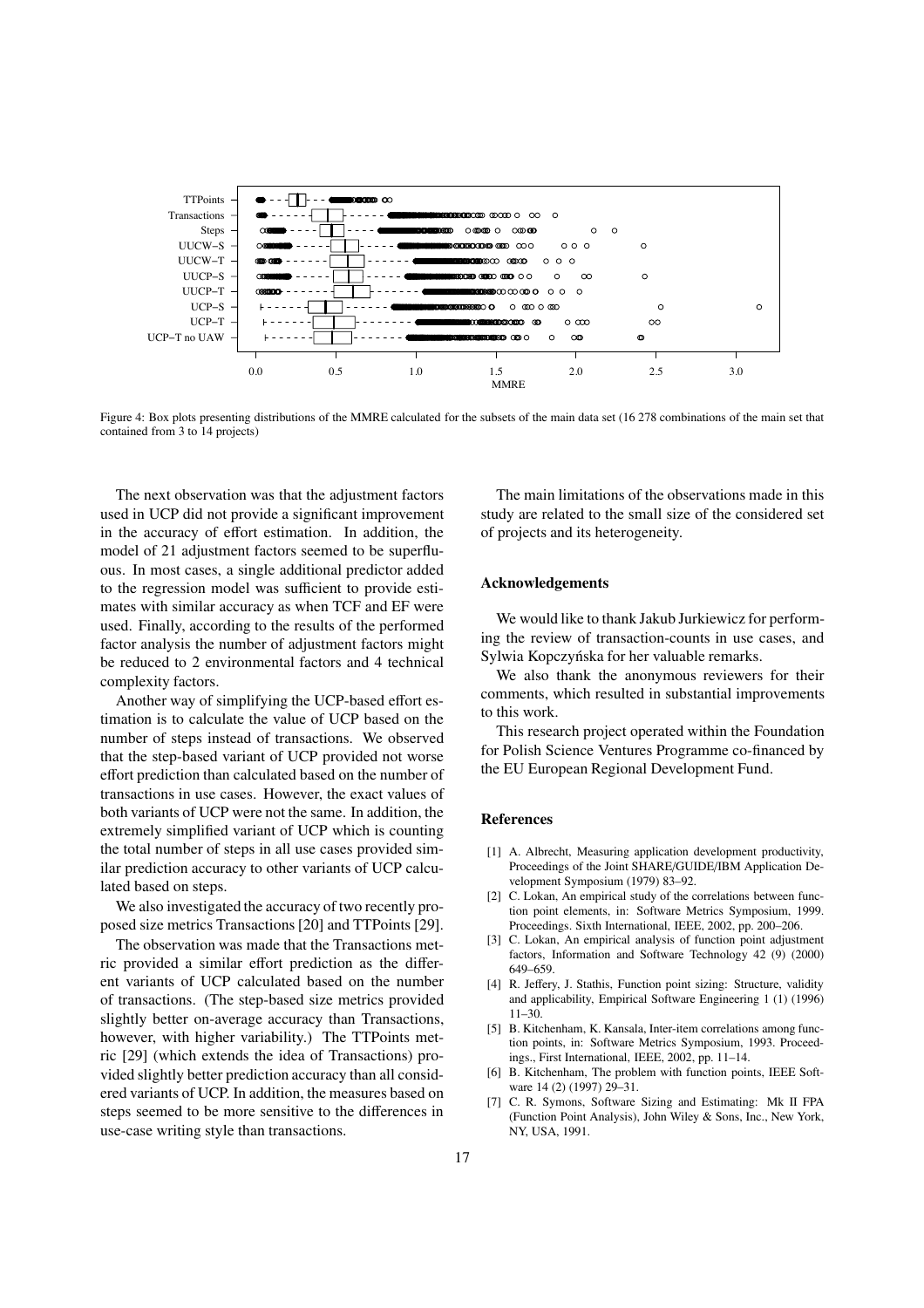TTPoints
Transactions
Steps
UUCW–S
UUCW–T
UUCP–S
UUCP–T
UCP–S
UCP–T
UCP–T no UAW

0.0 0.5 1.0 1.5 2.0 2.5 3.0

MMRE

Figure 4: Box plots presenting distributions of the MMRE calculated for the subsets of the main data set (16 278 combinations of the main set that contained from 3 to 14 projects)

The next observation was that the adjustment factors used in UCP did not provide a significant improvement in the accuracy of effort estimation. In addition, the model of 21 adjustment factors seemed to be superfluous. In most cases, a single additional predictor added to the regression model was sufficient to provide estimates with similar accuracy as when TCF and EF were used. Finally, according to the results of the performed factor analysis the number of adjustment factors might be reduced to 2 environmental factors and 4 technical complexity factors.

Another way of simplifying the UCP-based effort estimation is to calculate the value of UCP based on the number of steps instead of transactions. We observed that the step-based variant of UCP provided not worse effort prediction than calculated based on the number of transactions in use cases. However, the exact values of both variants of UCP were not the same. In addition, the extremely simplified variant of UCP which is counting the total number of steps in all use cases provided similar prediction accuracy to other variants of UCP calculated based on steps.

We also investigated the accuracy of two recently proposed size metrics Transactions [20] and TTPoints [29].

The observation was made that the Transactions metric provided a similar effort prediction as the different variants of UCP calculated based on the number of transactions. (The step-based size metrics provided slightly better on-average accuracy than Transactions, however, with higher variability.) The TTPoints metric [29] (which extends the idea of Transactions) provided slightly better prediction accuracy than all considered variants of UCP. In addition, the measures based on steps seemed to be more sensitive to the differences in use-case writing style than transactions.

The main limitations of the observations made in this study are related to the small size of the considered set of projects and its heterogeneity.

### Acknowledgements

We would like to thank Jakub Jurkiewicz for performing the review of transaction-counts in use cases, and Sylwia Kopczyńska for her valuable remarks.

We also thank the anonymous reviewers for their comments, which resulted in substantial improvements to this work.

This research project operated within the Foundation for Polish Science Ventures Programme co-financed by the EU European Regional Development Fund.

### References

[1] A. Albrecht, Measuring application development productivity, Proceedings of the Joint SHARE/GUIDE/IBM Application Development Symposium (1979) 83–92.

[2] C. Lokan, An empirical study of the correlations between function point elements, in: Software Metrics Symposium, 1999. Proceedings. Sixth International, IEEE, 2002, pp. 200–206.

[3] C. Lokan, An empirical analysis of function point adjustment factors, Information and Software Technology 42 (9) (2000) 649–659.

[4] R. Jeffery, J. Stathis, Function point sizing: Structure, validity and applicability, Empirical Software Engineering 1 (1) (1996) 11–30.

[5] B. Kitchenham, K. Kansala, Inter-item correlations among function points, in: Software Metrics Symposium, 1993. Proceedings., First International, IEEE, 2002, pp. 11–14.

[6] B. Kitchenham, The problem with function points, IEEE Software 14 (2) (1997) 29–31.

[7] C. R. Symons, Software Sizing and Estimating: Mk II FPA (Function Point Analysis), John Wiley & Sons, Inc., New York, NY, USA, 1991.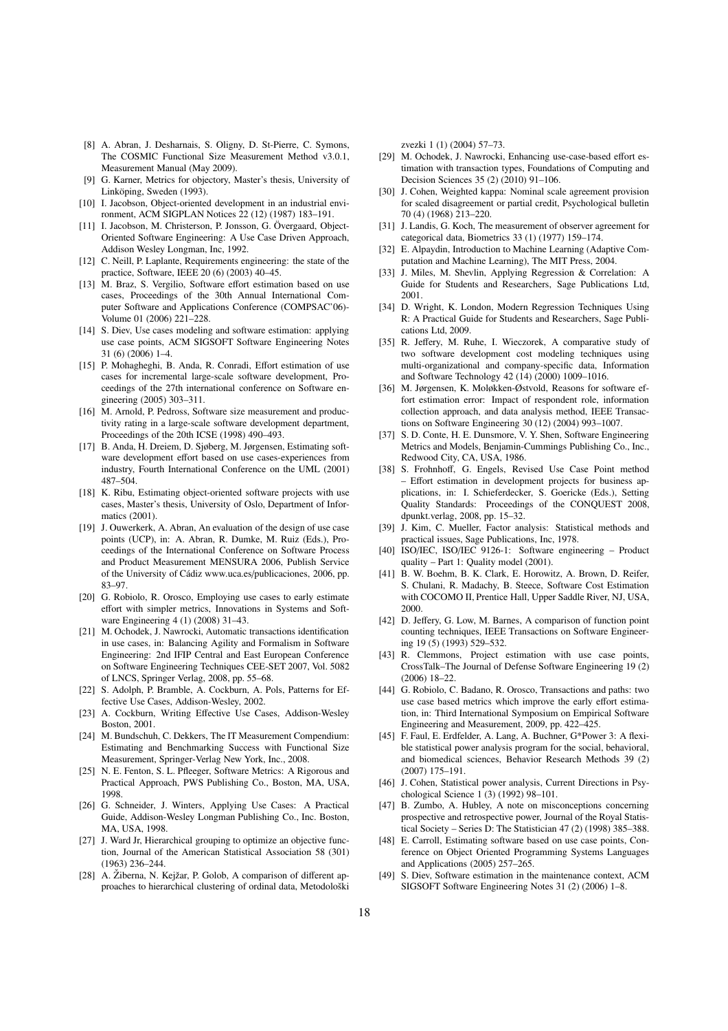[8] A. Abran, J. Desharnais, S. Oligny, D. St-Pierre, C. Symons, The COSMIC Functional Size Measurement Method v3.0.1, Measurement Manual (May 2009).

[9] G. Karner, Metrics for objectory, Master's thesis, University of Linköping, Sweden (1993).

[10] I. Jacobson, Object-oriented development in an industrial environment, ACM SIGPLAN Notices 22 (12) (1987) 183–191.

[11] I. Jacobson, M. Christerson, P. Jonsson, G. Övergaard, Object-Oriented Software Engineering: A Use Case Driven Approach, Addison Wesley Longman, Inc, 1992.

[12] C. Neill, P. Laplante, Requirements engineering: the state of the practice, Software, IEEE 20 (6) (2003) 40–45.

[13] M. Braz, S. Vergilio, Software effort estimation based on use cases, Proceedings of the 30th Annual International Computer Software and Applications Conference (COMPSAC'06)-Volume 01 (2006) 221–228.

[14] S. Diev, Use cases modeling and software estimation: applying use case points, ACM SIGSOFT Software Engineering Notes 31 (6) (2006) 1–4.

[15] P. Mohagheghi, B. Anda, R. Conradi, Effort estimation of use cases for incremental large-scale software development, Proceedings of the 27th international conference on Software engineering (2005) 303–311.

[16] M. Arnold, P. Pedross, Software size measurement and productivity rating in a large-scale software development department, Proceedings of the 20th ICSE (1998) 490–493.

[17] B. Anda, H. Dreiem, D. Sjøberg, M. Jørgensen, Estimating software development effort based on use cases-experiences from industry, Fourth International Conference on the UML (2001) 487–504.

[18] K. Ribu, Estimating object-oriented software projects with use cases, Master's thesis, University of Oslo, Department of Informatics (2001).

[19] J. Ouwerkerk, A. Abran, An evaluation of the design of use case points (UCP), in: A. Abran, R. Dumke, M. Ruiz (Eds.), Proceedings of the International Conference on Software Process and Product Measurement MENSURA 2006, Publish Service of the University of Cádiz www.uca.es/publicaciones, 2006, pp. 83–97.

[20] G. Robiolo, R. Orosco, Employing use cases to early estimate effort with simpler metrics, Innovations in Systems and Software Engineering 4 (1) (2008) 31–43.

[21] M. Ochodek, J. Nawrocki, Automatic transactions identification in use cases, in: Balancing Agility and Formalism in Software Engineering: 2nd IFIP Central and East European Conference on Software Engineering Techniques CEE-SET 2007, Vol. 5082 of LNCS, Springer Verlag, 2008, pp. 55–68.

[22] S. Adolph, P. Bramble, A. Cockburn, A. Pols, Patterns for Effective Use Cases, Addison-Wesley, 2002.

[23] A. Cockburn, Writing Effective Use Cases, Addison-Wesley Boston, 2001.

[24] M. Bundschuh, C. Dekkers, The IT Measurement Compendium: Estimating and Benchmarking Success with Functional Size Measurement, Springer-Verlag New York, Inc., 2008.

[25] N. E. Fenton, S. L. Pfleeger, Software Metrics: A Rigorous and Practical Approach, PWS Publishing Co., Boston, MA, USA, 1998.

[26] G. Schneider, J. Winters, Applying Use Cases: A Practical Guide, Addison-Wesley Longman Publishing Co., Inc. Boston, MA, USA, 1998.

[27] J. Ward Jr, Hierarchical grouping to optimize an objective function, Journal of the American Statistical Association 58 (301) (1963) 236–244.

[28] A. Žiberna, N. Kejžar, P. Golob, A comparison of different approaches to hierarchical clustering of ordinal data, Metodološki zvezki 1 (1) (2004) 57–73.

[29] M. Ochodek, J. Nawrocki, Enhancing use-case-based effort estimation with transaction types, Foundations of Computing and Decision Sciences 35 (2) (2010) 91–106.

[30] J. Cohen, Weighted kappa: Nominal scale agreement provision for scaled disagreement or partial credit, Psychological bulletin 70 (4) (1968) 213–220.

[31] J. Landis, G. Koch, The measurement of observer agreement for categorical data, Biometrics 33 (1) (1977) 159–174.

[32] E. Alpaydin, Introduction to Machine Learning (Adaptive Computation and Machine Learning), The MIT Press, 2004.

[33] J. Miles, M. Shevlin, Applying Regression & Correlation: A Guide for Students and Researchers, Sage Publications Ltd, 2001.

[34] D. Wright, K. London, Modern Regression Techniques Using R: A Practical Guide for Students and Researchers, Sage Publications Ltd, 2009.

[35] R. Jeffery, M. Ruhe, I. Wieczorek, A comparative study of two software development cost modeling techniques using multi-organizational and company-specific data, Information and Software Technology 42 (14) (2000) 1009–1016.

[36] M. Jørgensen, K. Moløkken-Østvold, Reasons for software effort estimation error: Impact of respondent role, information collection approach, and data analysis method, IEEE Transactions on Software Engineering 30 (12) (2004) 993–1007.

[37] S. D. Conte, H. E. Dunsmore, V. Y. Shen, Software Engineering Metrics and Models, Benjamin-Cummings Publishing Co., Inc., Redwood City, CA, USA, 1986.

[38] S. Frohnhoff, G. Engels, Revised Use Case Point method – Effort estimation in development projects for business applications, in: I. Schieferdecker, S. Goericke (Eds.), Setting Quality Standards: Proceedings of the CONQUEST 2008, dpunkt.verlag, 2008, pp. 15–32.

[39] J. Kim, C. Mueller, Factor analysis: Statistical methods and practical issues, Sage Publications, Inc, 1978.

[40] ISO/IEC, ISO/IEC 9126-1: Software engineering – Product quality – Part 1: Quality model (2001).

[41] B. W. Boehm, B. K. Clark, E. Horowitz, A. Brown, D. Reifer, S. Chulani, R. Madachy, B. Steece, Software Cost Estimation with COCOMO II, Prentice Hall, Upper Saddle River, NJ, USA, 2000.

[42] D. Jeffery, G. Low, M. Barnes, A comparison of function point counting techniques, IEEE Transactions on Software Engineering 19 (5) (1993) 529–532.

[43] R. Clemmons, Project estimation with use case points, CrossTalk–The Journal of Defense Software Engineering 19 (2) (2006) 18–22.

[44] G. Robiolo, C. Badano, R. Orosco, Transactions and paths: two use case based metrics which improve the early effort estimation, in: Third International Symposium on Empirical Software Engineering and Measurement, 2009, pp. 422–425.

[45] F. Faul, E. Erdfelder, A. Lang, A. Buchner, G*Power 3: A flexible statistical power analysis program for the social, behavioral, and biomedical sciences, Behavior Research Methods 39 (2) (2007) 175–191.

[46] J. Cohen, Statistical power analysis, Current Directions in Psychological Science 1 (3) (1992) 98–101.

[47] B. Zumbo, A. Hubley, A note on misconceptions concerning prospective and retrospective power, Journal of the Royal Statistical Society – Series D: The Statistician 47 (2) (1998) 385–388.

[48] E. Carroll, Estimating software based on use case points, Conference on Object Oriented Programming Systems Languages and Applications (2005) 257–265.

[49] S. Diev, Software estimation in the maintenance context, ACM SIGSOFT Software Engineering Notes 31 (2) (2006) 1–8.